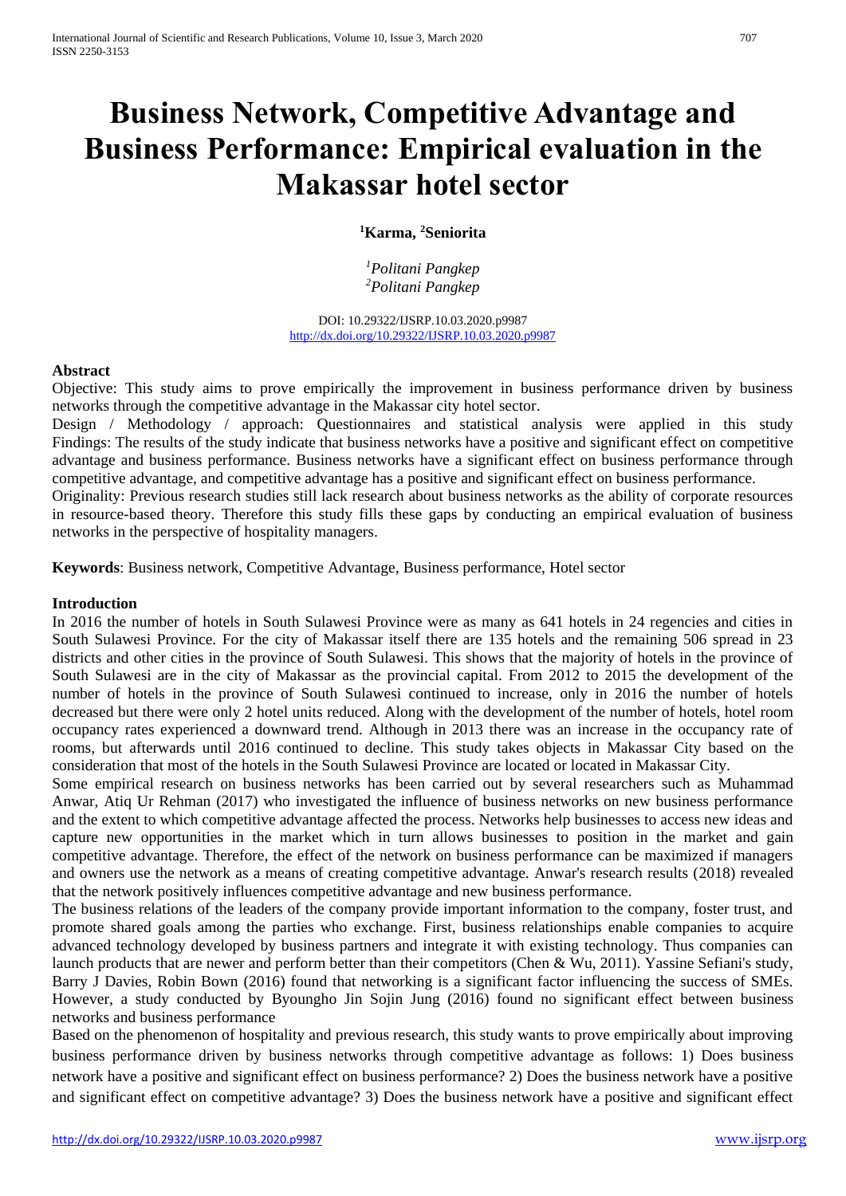# Business Network, Competitive Advantage and Business Performance: Empirical evaluation in the Makassar hotel sector

**[1]Karma, [2]Seniorita**

*[1]Politani Pangkep*
*[2]Politani Pangkep*

DOI: 10.29322/IJSRP.10.03.2020.p9987
http://dx.doi.org/10.29322/IJSRP.10.03.2020.p9987

**Abstract**

Objective: This study aims to prove empirically the improvement in business performance driven by business networks through the competitive advantage in the Makassar city hotel sector.
Design / Methodology / approach: Questionnaires and statistical analysis were applied in this study
Findings: The results of the study indicate that business networks have a positive and significant effect on competitive advantage and business performance. Business networks have a significant effect on business performance through competitive advantage, and competitive advantage has a positive and significant effect on business performance.
Originality: Previous research studies still lack research about business networks as the ability of corporate resources in resource-based theory. Therefore this study fills these gaps by conducting an empirical evaluation of business networks in the perspective of hospitality managers.

**Keywords**: Business network, Competitive Advantage, Business performance, Hotel sector

**Introduction**

In 2016 the number of hotels in South Sulawesi Province were as many as 641 hotels in 24 regencies and cities in South Sulawesi Province. For the city of Makassar itself there are 135 hotels and the remaining 506 spread in 23 districts and other cities in the province of South Sulawesi. This shows that the majority of hotels in the province of South Sulawesi are in the city of Makassar as the provincial capital. From 2012 to 2015 the development of the number of hotels in the province of South Sulawesi continued to increase, only in 2016 the number of hotels decreased but there were only 2 hotel units reduced. Along with the development of the number of hotels, hotel room occupancy rates experienced a downward trend. Although in 2013 there was an increase in the occupancy rate of rooms, but afterwards until 2016 continued to decline. This study takes objects in Makassar City based on the consideration that most of the hotels in the South Sulawesi Province are located or located in Makassar City.

Some empirical research on business networks has been carried out by several researchers such as Muhammad Anwar, Atiq Ur Rehman (2017) who investigated the influence of business networks on new business performance and the extent to which competitive advantage affected the process. Networks help businesses to access new ideas and capture new opportunities in the market which in turn allows businesses to position in the market and gain competitive advantage. Therefore, the effect of the network on business performance can be maximized if managers and owners use the network as a means of creating competitive advantage. Anwar's research results (2018) revealed that the network positively influences competitive advantage and new business performance.

The business relations of the leaders of the company provide important information to the company, foster trust, and promote shared goals among the parties who exchange. First, business relationships enable companies to acquire advanced technology developed by business partners and integrate it with existing technology. Thus companies can launch products that are newer and perform better than their competitors (Chen & Wu, 2011). Yassine Sefiani's study, Barry J Davies, Robin Bown (2016) found that networking is a significant factor influencing the success of SMEs. However, a study conducted by Byoungho Jin Sojin Jung (2016) found no significant effect between business networks and business performance

Based on the phenomenon of hospitality and previous research, this study wants to prove empirically about improving business performance driven by business networks through competitive advantage as follows: 1) Does business network have a positive and significant effect on business performance? 2) Does the business network have a positive and significant effect on competitive advantage? 3) Does the business network have a positive and significant effect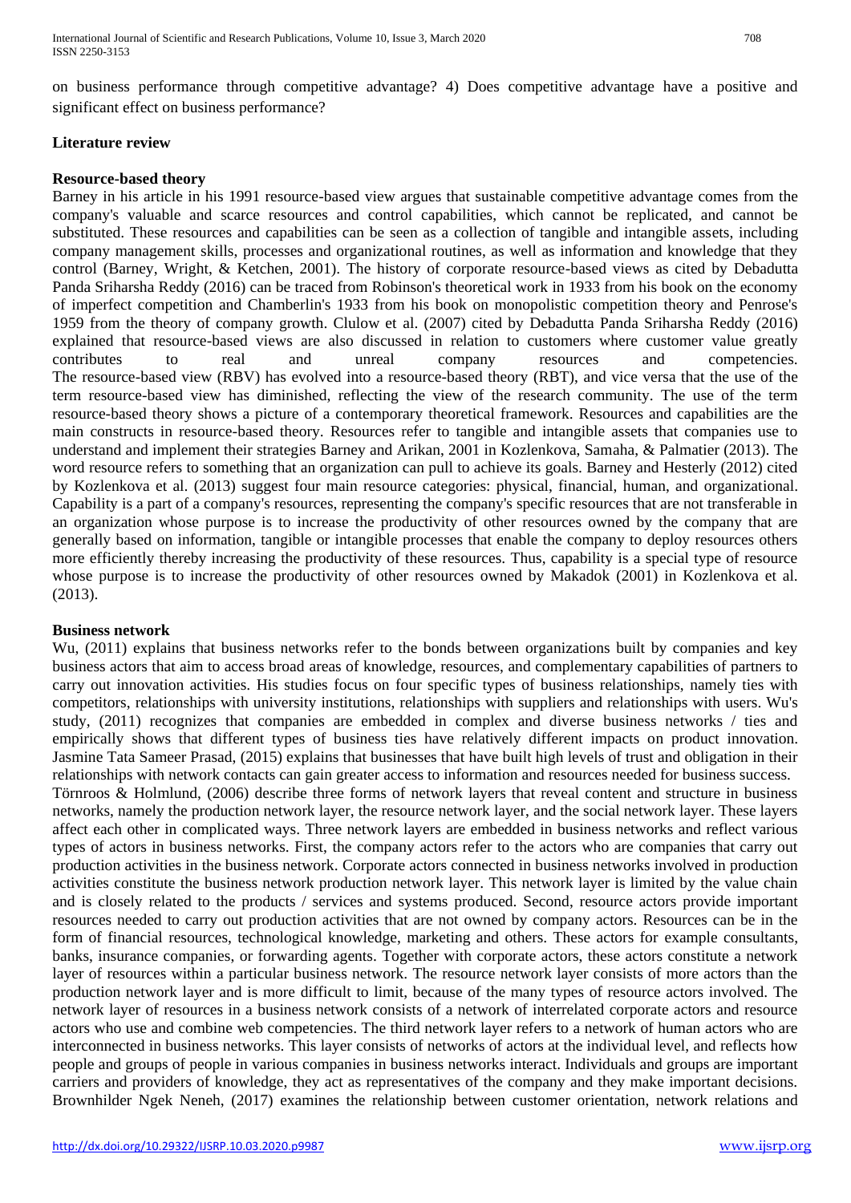on business performance through competitive advantage? 4) Does competitive advantage have a positive and significant effect on business performance?

## Literature review

### Resource-based theory

Barney in his article in his 1991 resource-based view argues that sustainable competitive advantage comes from the company's valuable and scarce resources and control capabilities, which cannot be replicated, and cannot be substituted. These resources and capabilities can be seen as a collection of tangible and intangible assets, including company management skills, processes and organizational routines, as well as information and knowledge that they control (Barney, Wright, & Ketchen, 2001). The history of corporate resource-based views as cited by Debadutta Panda Sriharsha Reddy (2016) can be traced from Robinson's theoretical work in 1933 from his book on the economy of imperfect competition and Chamberlin's 1933 from his book on monopolistic competition theory and Penrose's 1959 from the theory of company growth. Clulow et al. (2007) cited by Debadutta Panda Sriharsha Reddy (2016) explained that resource-based views are also discussed in relation to customers where customer value greatly contributes to real and unreal company resources and competencies.
The resource-based view (RBV) has evolved into a resource-based theory (RBT), and vice versa that the use of the term resource-based view has diminished, reflecting the view of the research community. The use of the term resource-based theory shows a picture of a contemporary theoretical framework. Resources and capabilities are the main constructs in resource-based theory. Resources refer to tangible and intangible assets that companies use to understand and implement their strategies Barney and Arikan, 2001 in Kozlenkova, Samaha, & Palmatier (2013). The word resource refers to something that an organization can pull to achieve its goals. Barney and Hesterly (2012) cited by Kozlenkova et al. (2013) suggest four main resource categories: physical, financial, human, and organizational. Capability is a part of a company's resources, representing the company's specific resources that are not transferable in an organization whose purpose is to increase the productivity of other resources owned by the company that are generally based on information, tangible or intangible processes that enable the company to deploy resources others more efficiently thereby increasing the productivity of these resources. Thus, capability is a special type of resource whose purpose is to increase the productivity of other resources owned by Makadok (2001) in Kozlenkova et al. (2013).

### Business network

Wu, (2011) explains that business networks refer to the bonds between organizations built by companies and key business actors that aim to access broad areas of knowledge, resources, and complementary capabilities of partners to carry out innovation activities. His studies focus on four specific types of business relationships, namely ties with competitors, relationships with university institutions, relationships with suppliers and relationships with users. Wu's study, (2011) recognizes that companies are embedded in complex and diverse business networks / ties and empirically shows that different types of business ties have relatively different impacts on product innovation. Jasmine Tata Sameer Prasad, (2015) explains that businesses that have built high levels of trust and obligation in their relationships with network contacts can gain greater access to information and resources needed for business success.
Törnroos & Holmlund, (2006) describe three forms of network layers that reveal content and structure in business networks, namely the production network layer, the resource network layer, and the social network layer. These layers affect each other in complicated ways. Three network layers are embedded in business networks and reflect various types of actors in business networks. First, the company actors refer to the actors who are companies that carry out production activities in the business network. Corporate actors connected in business networks involved in production activities constitute the business network production network layer. This network layer is limited by the value chain and is closely related to the products / services and systems produced. Second, resource actors provide important resources needed to carry out production activities that are not owned by company actors. Resources can be in the form of financial resources, technological knowledge, marketing and others. These actors for example consultants, banks, insurance companies, or forwarding agents. Together with corporate actors, these actors constitute a network layer of resources within a particular business network. The resource network layer consists of more actors than the production network layer and is more difficult to limit, because of the many types of resource actors involved. The network layer of resources in a business network consists of a network of interrelated corporate actors and resource actors who use and combine web competencies. The third network layer refers to a network of human actors who are interconnected in business networks. This layer consists of networks of actors at the individual level, and reflects how people and groups of people in various companies in business networks interact. Individuals and groups are important carriers and providers of knowledge, they act as representatives of the company and they make important decisions. Brownhilder Ngek Neneh, (2017) examines the relationship between customer orientation, network relations and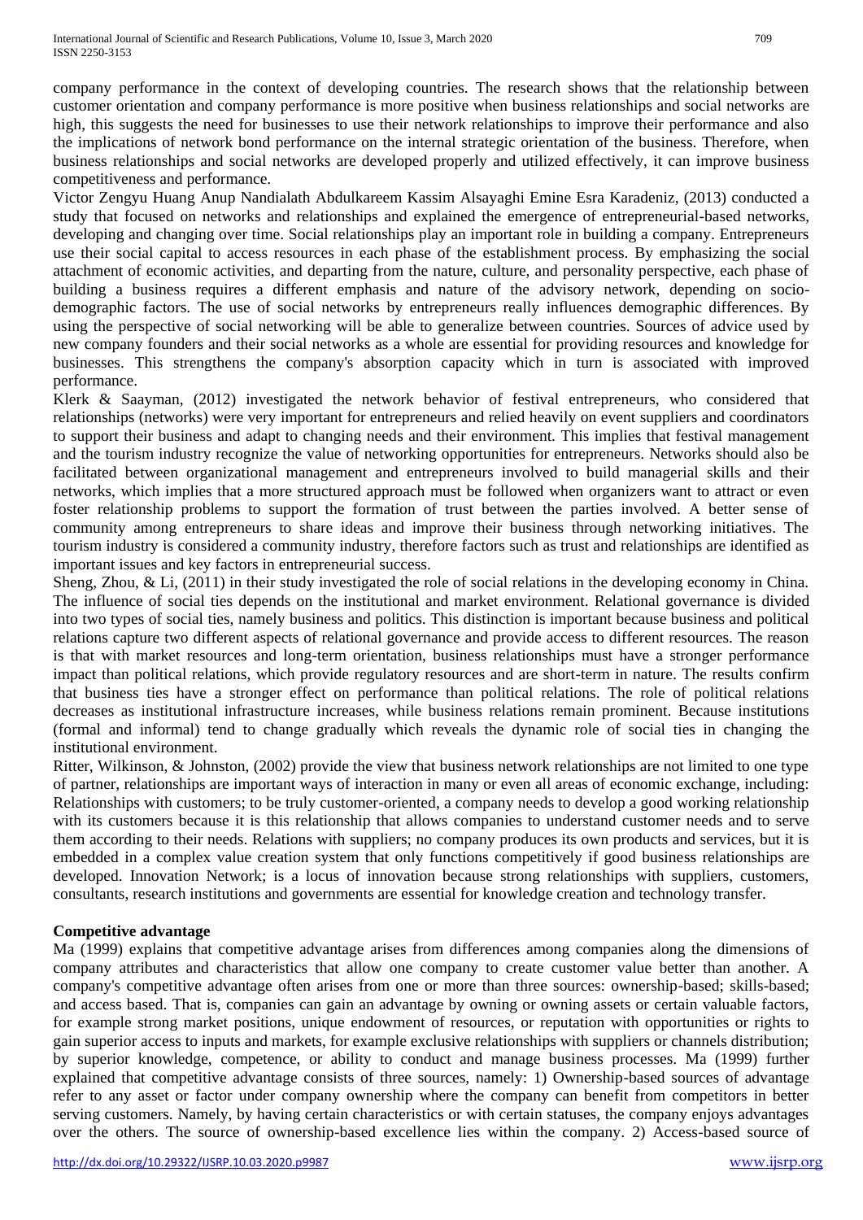company performance in the context of developing countries. The research shows that the relationship between customer orientation and company performance is more positive when business relationships and social networks are high, this suggests the need for businesses to use their network relationships to improve their performance and also the implications of network bond performance on the internal strategic orientation of the business. Therefore, when business relationships and social networks are developed properly and utilized effectively, it can improve business competitiveness and performance.

Victor Zengyu Huang Anup Nandialath Abdulkareem Kassim Alsayaghi Emine Esra Karadeniz, (2013) conducted a study that focused on networks and relationships and explained the emergence of entrepreneurial-based networks, developing and changing over time. Social relationships play an important role in building a company. Entrepreneurs use their social capital to access resources in each phase of the establishment process. By emphasizing the social attachment of economic activities, and departing from the nature, culture, and personality perspective, each phase of building a business requires a different emphasis and nature of the advisory network, depending on socio-demographic factors. The use of social networks by entrepreneurs really influences demographic differences. By using the perspective of social networking will be able to generalize between countries. Sources of advice used by new company founders and their social networks as a whole are essential for providing resources and knowledge for businesses. This strengthens the company's absorption capacity which in turn is associated with improved performance.

Klerk & Saayman, (2012) investigated the network behavior of festival entrepreneurs, who considered that relationships (networks) were very important for entrepreneurs and relied heavily on event suppliers and coordinators to support their business and adapt to changing needs and their environment. This implies that festival management and the tourism industry recognize the value of networking opportunities for entrepreneurs. Networks should also be facilitated between organizational management and entrepreneurs involved to build managerial skills and their networks, which implies that a more structured approach must be followed when organizers want to attract or even foster relationship problems to support the formation of trust between the parties involved. A better sense of community among entrepreneurs to share ideas and improve their business through networking initiatives. The tourism industry is considered a community industry, therefore factors such as trust and relationships are identified as important issues and key factors in entrepreneurial success.

Sheng, Zhou, & Li, (2011) in their study investigated the role of social relations in the developing economy in China. The influence of social ties depends on the institutional and market environment. Relational governance is divided into two types of social ties, namely business and politics. This distinction is important because business and political relations capture two different aspects of relational governance and provide access to different resources. The reason is that with market resources and long-term orientation, business relationships must have a stronger performance impact than political relations, which provide regulatory resources and are short-term in nature. The results confirm that business ties have a stronger effect on performance than political relations. The role of political relations decreases as institutional infrastructure increases, while business relations remain prominent. Because institutions (formal and informal) tend to change gradually which reveals the dynamic role of social ties in changing the institutional environment.

Ritter, Wilkinson, & Johnston, (2002) provide the view that business network relationships are not limited to one type of partner, relationships are important ways of interaction in many or even all areas of economic exchange, including: Relationships with customers; to be truly customer-oriented, a company needs to develop a good working relationship with its customers because it is this relationship that allows companies to understand customer needs and to serve them according to their needs. Relations with suppliers; no company produces its own products and services, but it is embedded in a complex value creation system that only functions competitively if good business relationships are developed. Innovation Network; is a locus of innovation because strong relationships with suppliers, customers, consultants, research institutions and governments are essential for knowledge creation and technology transfer.

**Competitive advantage**

Ma (1999) explains that competitive advantage arises from differences among companies along the dimensions of company attributes and characteristics that allow one company to create customer value better than another. A company's competitive advantage often arises from one or more than three sources: ownership-based; skills-based; and access based. That is, companies can gain an advantage by owning or owning assets or certain valuable factors, for example strong market positions, unique endowment of resources, or reputation with opportunities or rights to gain superior access to inputs and markets, for example exclusive relationships with suppliers or channels distribution; by superior knowledge, competence, or ability to conduct and manage business processes. Ma (1999) further explained that competitive advantage consists of three sources, namely: 1) Ownership-based sources of advantage refer to any asset or factor under company ownership where the company can benefit from competitors in better serving customers. Namely, by having certain characteristics or with certain statuses, the company enjoys advantages over the others. The source of ownership-based excellence lies within the company. 2) Access-based source of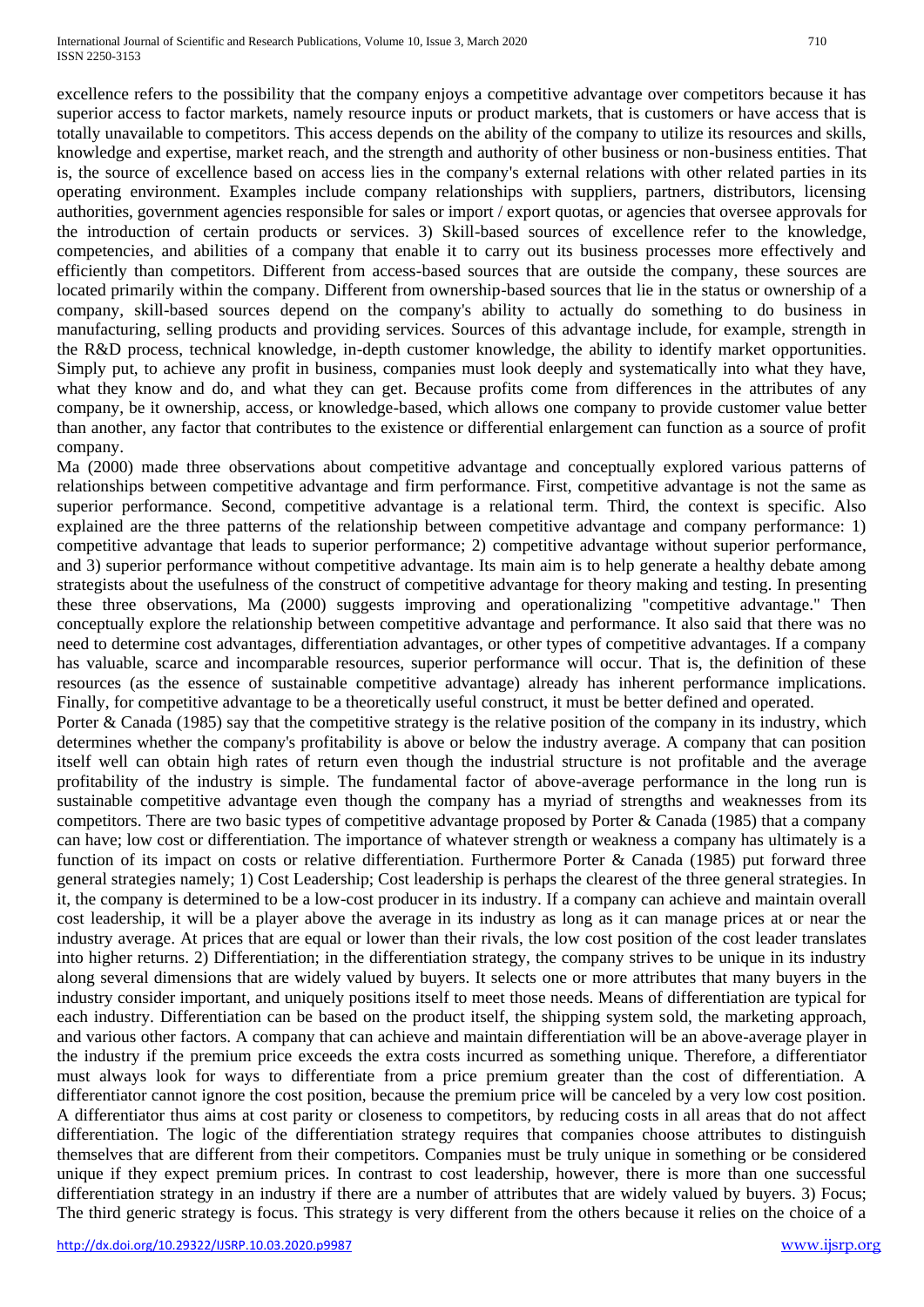excellence refers to the possibility that the company enjoys a competitive advantage over competitors because it has superior access to factor markets, namely resource inputs or product markets, that is customers or have access that is totally unavailable to competitors. This access depends on the ability of the company to utilize its resources and skills, knowledge and expertise, market reach, and the strength and authority of other business or non-business entities. That is, the source of excellence based on access lies in the company's external relations with other related parties in its operating environment. Examples include company relationships with suppliers, partners, distributors, licensing authorities, government agencies responsible for sales or import / export quotas, or agencies that oversee approvals for the introduction of certain products or services. 3) Skill-based sources of excellence refer to the knowledge, competencies, and abilities of a company that enable it to carry out its business processes more effectively and efficiently than competitors. Different from access-based sources that are outside the company, these sources are located primarily within the company. Different from ownership-based sources that lie in the status or ownership of a company, skill-based sources depend on the company's ability to actually do something to do business in manufacturing, selling products and providing services. Sources of this advantage include, for example, strength in the R&D process, technical knowledge, in-depth customer knowledge, the ability to identify market opportunities. Simply put, to achieve any profit in business, companies must look deeply and systematically into what they have, what they know and do, and what they can get. Because profits come from differences in the attributes of any company, be it ownership, access, or knowledge-based, which allows one company to provide customer value better than another, any factor that contributes to the existence or differential enlargement can function as a source of profit company.

Ma (2000) made three observations about competitive advantage and conceptually explored various patterns of relationships between competitive advantage and firm performance. First, competitive advantage is not the same as superior performance. Second, competitive advantage is a relational term. Third, the context is specific. Also explained are the three patterns of the relationship between competitive advantage and company performance: 1) competitive advantage that leads to superior performance; 2) competitive advantage without superior performance, and 3) superior performance without competitive advantage. Its main aim is to help generate a healthy debate among strategists about the usefulness of the construct of competitive advantage for theory making and testing. In presenting these three observations, Ma (2000) suggests improving and operationalizing "competitive advantage." Then conceptually explore the relationship between competitive advantage and performance. It also said that there was no need to determine cost advantages, differentiation advantages, or other types of competitive advantages. If a company has valuable, scarce and incomparable resources, superior performance will occur. That is, the definition of these resources (as the essence of sustainable competitive advantage) already has inherent performance implications. Finally, for competitive advantage to be a theoretically useful construct, it must be better defined and operated.

Porter & Canada (1985) say that the competitive strategy is the relative position of the company in its industry, which determines whether the company's profitability is above or below the industry average. A company that can position itself well can obtain high rates of return even though the industrial structure is not profitable and the average profitability of the industry is simple. The fundamental factor of above-average performance in the long run is sustainable competitive advantage even though the company has a myriad of strengths and weaknesses from its competitors. There are two basic types of competitive advantage proposed by Porter & Canada (1985) that a company can have; low cost or differentiation. The importance of whatever strength or weakness a company has ultimately is a function of its impact on costs or relative differentiation. Furthermore Porter & Canada (1985) put forward three general strategies namely; 1) Cost Leadership; Cost leadership is perhaps the clearest of the three general strategies. In it, the company is determined to be a low-cost producer in its industry. If a company can achieve and maintain overall cost leadership, it will be a player above the average in its industry as long as it can manage prices at or near the industry average. At prices that are equal or lower than their rivals, the low cost position of the cost leader translates into higher returns. 2) Differentiation; in the differentiation strategy, the company strives to be unique in its industry along several dimensions that are widely valued by buyers. It selects one or more attributes that many buyers in the industry consider important, and uniquely positions itself to meet those needs. Means of differentiation are typical for each industry. Differentiation can be based on the product itself, the shipping system sold, the marketing approach, and various other factors. A company that can achieve and maintain differentiation will be an above-average player in the industry if the premium price exceeds the extra costs incurred as something unique. Therefore, a differentiator must always look for ways to differentiate from a price premium greater than the cost of differentiation. A differentiator cannot ignore the cost position, because the premium price will be canceled by a very low cost position. A differentiator thus aims at cost parity or closeness to competitors, by reducing costs in all areas that do not affect differentiation. The logic of the differentiation strategy requires that companies choose attributes to distinguish themselves that are different from their competitors. Companies must be truly unique in something or be considered unique if they expect premium prices. In contrast to cost leadership, however, there is more than one successful differentiation strategy in an industry if there are a number of attributes that are widely valued by buyers. 3) Focus; The third generic strategy is focus. This strategy is very different from the others because it relies on the choice of a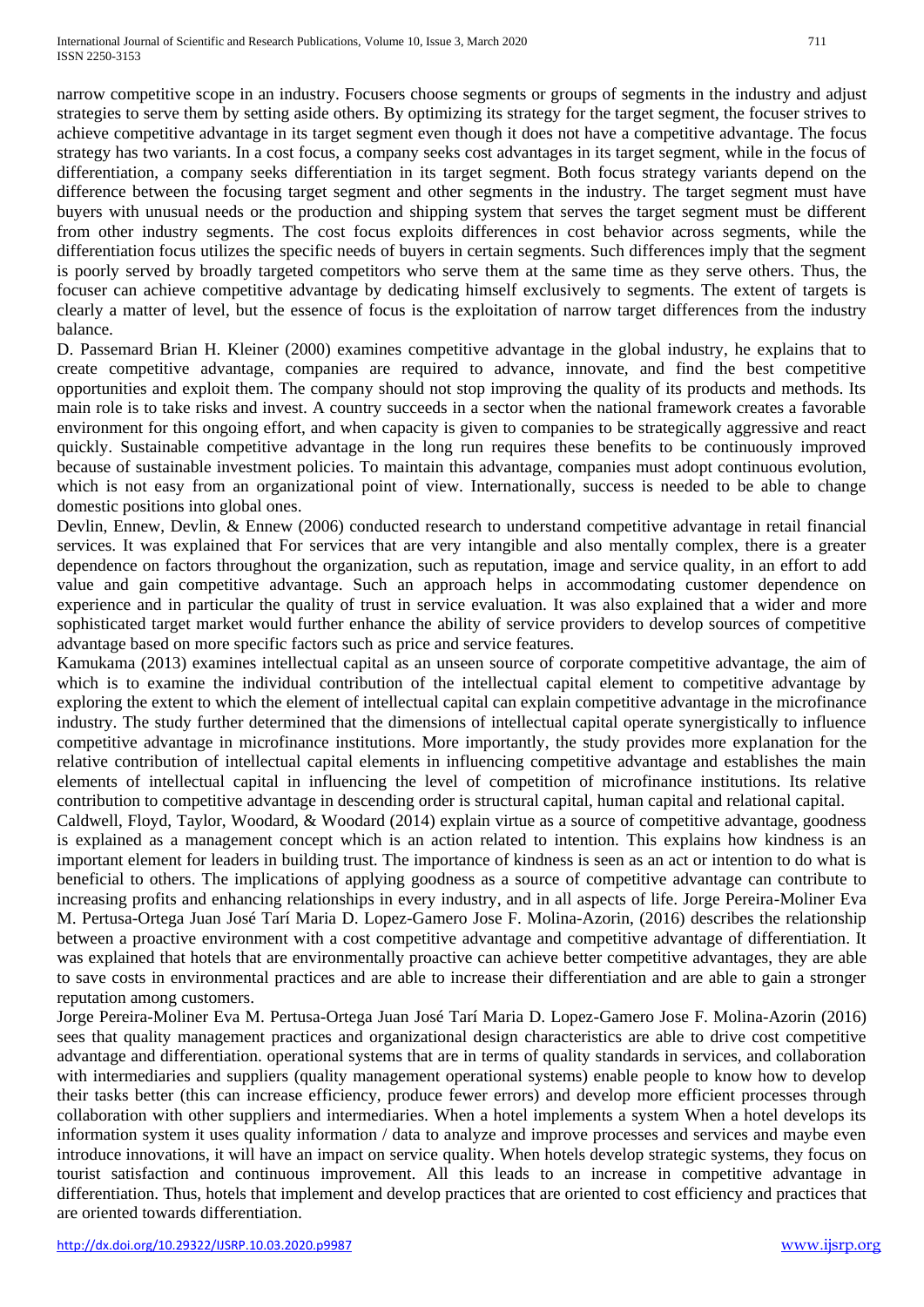narrow competitive scope in an industry. Focusers choose segments or groups of segments in the industry and adjust strategies to serve them by setting aside others. By optimizing its strategy for the target segment, the focuser strives to achieve competitive advantage in its target segment even though it does not have a competitive advantage. The focus strategy has two variants. In a cost focus, a company seeks cost advantages in its target segment, while in the focus of differentiation, a company seeks differentiation in its target segment. Both focus strategy variants depend on the difference between the focusing target segment and other segments in the industry. The target segment must have buyers with unusual needs or the production and shipping system that serves the target segment must be different from other industry segments. The cost focus exploits differences in cost behavior across segments, while the differentiation focus utilizes the specific needs of buyers in certain segments. Such differences imply that the segment is poorly served by broadly targeted competitors who serve them at the same time as they serve others. Thus, the focuser can achieve competitive advantage by dedicating himself exclusively to segments. The extent of targets is clearly a matter of level, but the essence of focus is the exploitation of narrow target differences from the industry balance.

D. Passemard Brian H. Kleiner (2000) examines competitive advantage in the global industry, he explains that to create competitive advantage, companies are required to advance, innovate, and find the best competitive opportunities and exploit them. The company should not stop improving the quality of its products and methods. Its main role is to take risks and invest. A country succeeds in a sector when the national framework creates a favorable environment for this ongoing effort, and when capacity is given to companies to be strategically aggressive and react quickly. Sustainable competitive advantage in the long run requires these benefits to be continuously improved because of sustainable investment policies. To maintain this advantage, companies must adopt continuous evolution, which is not easy from an organizational point of view. Internationally, success is needed to be able to change domestic positions into global ones.

Devlin, Ennew, Devlin, & Ennew (2006) conducted research to understand competitive advantage in retail financial services. It was explained that For services that are very intangible and also mentally complex, there is a greater dependence on factors throughout the organization, such as reputation, image and service quality, in an effort to add value and gain competitive advantage. Such an approach helps in accommodating customer dependence on experience and in particular the quality of trust in service evaluation. It was also explained that a wider and more sophisticated target market would further enhance the ability of service providers to develop sources of competitive advantage based on more specific factors such as price and service features.

Kamukama (2013) examines intellectual capital as an unseen source of corporate competitive advantage, the aim of which is to examine the individual contribution of the intellectual capital element to competitive advantage by exploring the extent to which the element of intellectual capital can explain competitive advantage in the microfinance industry. The study further determined that the dimensions of intellectual capital operate synergistically to influence competitive advantage in microfinance institutions. More importantly, the study provides more explanation for the relative contribution of intellectual capital elements in influencing competitive advantage and establishes the main elements of intellectual capital in influencing the level of competition of microfinance institutions. Its relative contribution to competitive advantage in descending order is structural capital, human capital and relational capital.

Caldwell, Floyd, Taylor, Woodard, & Woodard (2014) explain virtue as a source of competitive advantage, goodness is explained as a management concept which is an action related to intention. This explains how kindness is an important element for leaders in building trust. The importance of kindness is seen as an act or intention to do what is beneficial to others. The implications of applying goodness as a source of competitive advantage can contribute to increasing profits and enhancing relationships in every industry, and in all aspects of life. Jorge Pereira-Moliner Eva M. Pertusa-Ortega Juan José Tarí Maria D. Lopez-Gamero Jose F. Molina-Azorin, (2016) describes the relationship between a proactive environment with a cost competitive advantage and competitive advantage of differentiation. It was explained that hotels that are environmentally proactive can achieve better competitive advantages, they are able to save costs in environmental practices and are able to increase their differentiation and are able to gain a stronger reputation among customers.

Jorge Pereira-Moliner Eva M. Pertusa-Ortega Juan José Tarí Maria D. Lopez-Gamero Jose F. Molina-Azorin (2016) sees that quality management practices and organizational design characteristics are able to drive cost competitive advantage and differentiation. operational systems that are in terms of quality standards in services, and collaboration with intermediaries and suppliers (quality management operational systems) enable people to know how to develop their tasks better (this can increase efficiency, produce fewer errors) and develop more efficient processes through collaboration with other suppliers and intermediaries. When a hotel implements a system When a hotel develops its information system it uses quality information / data to analyze and improve processes and services and maybe even introduce innovations, it will have an impact on service quality. When hotels develop strategic systems, they focus on tourist satisfaction and continuous improvement. All this leads to an increase in competitive advantage in differentiation. Thus, hotels that implement and develop practices that are oriented to cost efficiency and practices that are oriented towards differentiation.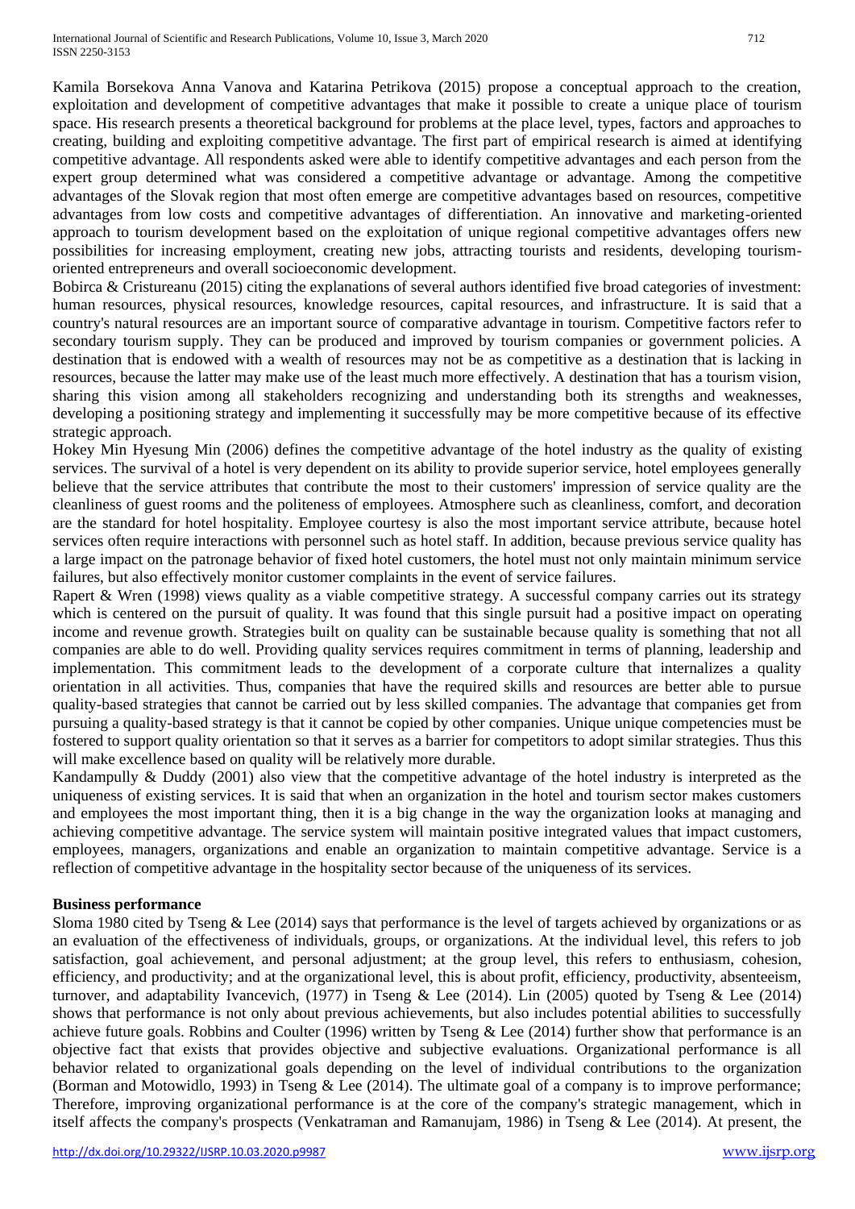Kamila Borsekova Anna Vanova and Katarina Petrikova (2015) propose a conceptual approach to the creation, exploitation and development of competitive advantages that make it possible to create a unique place of tourism space. His research presents a theoretical background for problems at the place level, types, factors and approaches to creating, building and exploiting competitive advantage. The first part of empirical research is aimed at identifying competitive advantage. All respondents asked were able to identify competitive advantages and each person from the expert group determined what was considered a competitive advantage or advantage. Among the competitive advantages of the Slovak region that most often emerge are competitive advantages based on resources, competitive advantages from low costs and competitive advantages of differentiation. An innovative and marketing-oriented approach to tourism development based on the exploitation of unique regional competitive advantages offers new possibilities for increasing employment, creating new jobs, attracting tourists and residents, developing tourism-oriented entrepreneurs and overall socioeconomic development.

Bobirca & Cristureanu (2015) citing the explanations of several authors identified five broad categories of investment: human resources, physical resources, knowledge resources, capital resources, and infrastructure. It is said that a country's natural resources are an important source of comparative advantage in tourism. Competitive factors refer to secondary tourism supply. They can be produced and improved by tourism companies or government policies. A destination that is endowed with a wealth of resources may not be as competitive as a destination that is lacking in resources, because the latter may make use of the least much more effectively. A destination that has a tourism vision, sharing this vision among all stakeholders recognizing and understanding both its strengths and weaknesses, developing a positioning strategy and implementing it successfully may be more competitive because of its effective strategic approach.

Hokey Min Hyesung Min (2006) defines the competitive advantage of the hotel industry as the quality of existing services. The survival of a hotel is very dependent on its ability to provide superior service, hotel employees generally believe that the service attributes that contribute the most to their customers' impression of service quality are the cleanliness of guest rooms and the politeness of employees. Atmosphere such as cleanliness, comfort, and decoration are the standard for hotel hospitality. Employee courtesy is also the most important service attribute, because hotel services often require interactions with personnel such as hotel staff. In addition, because previous service quality has a large impact on the patronage behavior of fixed hotel customers, the hotel must not only maintain minimum service failures, but also effectively monitor customer complaints in the event of service failures.

Rapert & Wren (1998) views quality as a viable competitive strategy. A successful company carries out its strategy which is centered on the pursuit of quality. It was found that this single pursuit had a positive impact on operating income and revenue growth. Strategies built on quality can be sustainable because quality is something that not all companies are able to do well. Providing quality services requires commitment in terms of planning, leadership and implementation. This commitment leads to the development of a corporate culture that internalizes a quality orientation in all activities. Thus, companies that have the required skills and resources are better able to pursue quality-based strategies that cannot be carried out by less skilled companies. The advantage that companies get from pursuing a quality-based strategy is that it cannot be copied by other companies. Unique unique competencies must be fostered to support quality orientation so that it serves as a barrier for competitors to adopt similar strategies. Thus this will make excellence based on quality will be relatively more durable.

Kandampully & Duddy (2001) also view that the competitive advantage of the hotel industry is interpreted as the uniqueness of existing services. It is said that when an organization in the hotel and tourism sector makes customers and employees the most important thing, then it is a big change in the way the organization looks at managing and achieving competitive advantage. The service system will maintain positive integrated values that impact customers, employees, managers, organizations and enable an organization to maintain competitive advantage. Service is a reflection of competitive advantage in the hospitality sector because of the uniqueness of its services.

**Business performance**

Sloma 1980 cited by Tseng & Lee (2014) says that performance is the level of targets achieved by organizations or as an evaluation of the effectiveness of individuals, groups, or organizations. At the individual level, this refers to job satisfaction, goal achievement, and personal adjustment; at the group level, this refers to enthusiasm, cohesion, efficiency, and productivity; and at the organizational level, this is about profit, efficiency, productivity, absenteeism, turnover, and adaptability Ivancevich, (1977) in Tseng & Lee (2014). Lin (2005) quoted by Tseng & Lee (2014) shows that performance is not only about previous achievements, but also includes potential abilities to successfully achieve future goals. Robbins and Coulter (1996) written by Tseng & Lee (2014) further show that performance is an objective fact that exists that provides objective and subjective evaluations. Organizational performance is all behavior related to organizational goals depending on the level of individual contributions to the organization (Borman and Motowidlo, 1993) in Tseng & Lee (2014). The ultimate goal of a company is to improve performance; Therefore, improving organizational performance is at the core of the company's strategic management, which in itself affects the company's prospects (Venkatraman and Ramanujam, 1986) in Tseng & Lee (2014). At present, the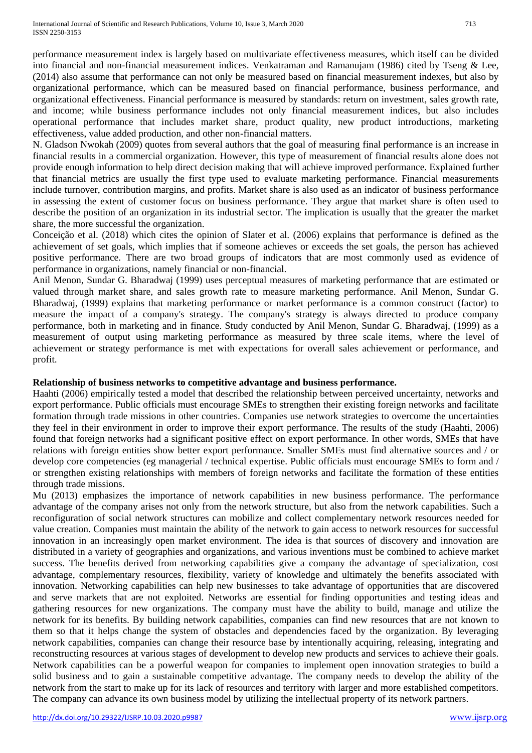performance measurement index is largely based on multivariate effectiveness measures, which itself can be divided into financial and non-financial measurement indices. Venkatraman and Ramanujam (1986) cited by Tseng & Lee, (2014) also assume that performance can not only be measured based on financial measurement indexes, but also by organizational performance, which can be measured based on financial performance, business performance, and organizational effectiveness. Financial performance is measured by standards: return on investment, sales growth rate, and income; while business performance includes not only financial measurement indices, but also includes operational performance that includes market share, product quality, new product introductions, marketing effectiveness, value added production, and other non-financial matters.

N. Gladson Nwokah (2009) quotes from several authors that the goal of measuring final performance is an increase in financial results in a commercial organization. However, this type of measurement of financial results alone does not provide enough information to help direct decision making that will achieve improved performance. Explained further that financial metrics are usually the first type used to evaluate marketing performance. Financial measurements include turnover, contribution margins, and profits. Market share is also used as an indicator of business performance in assessing the extent of customer focus on business performance. They argue that market share is often used to describe the position of an organization in its industrial sector. The implication is usually that the greater the market share, the more successful the organization.

Conceição et al. (2018) which cites the opinion of Slater et al. (2006) explains that performance is defined as the achievement of set goals, which implies that if someone achieves or exceeds the set goals, the person has achieved positive performance. There are two broad groups of indicators that are most commonly used as evidence of performance in organizations, namely financial or non-financial.

Anil Menon, Sundar G. Bharadwaj (1999) uses perceptual measures of marketing performance that are estimated or valued through market share, and sales growth rate to measure marketing performance. Anil Menon, Sundar G. Bharadwaj, (1999) explains that marketing performance or market performance is a common construct (factor) to measure the impact of a company's strategy. The company's strategy is always directed to produce company performance, both in marketing and in finance. Study conducted by Anil Menon, Sundar G. Bharadwaj, (1999) as a measurement of output using marketing performance as measured by three scale items, where the level of achievement or strategy performance is met with expectations for overall sales achievement or performance, and profit.

**Relationship of business networks to competitive advantage and business performance.**

Haahti (2006) empirically tested a model that described the relationship between perceived uncertainty, networks and export performance. Public officials must encourage SMEs to strengthen their existing foreign networks and facilitate formation through trade missions in other countries. Companies use network strategies to overcome the uncertainties they feel in their environment in order to improve their export performance. The results of the study (Haahti, 2006) found that foreign networks had a significant positive effect on export performance. In other words, SMEs that have relations with foreign entities show better export performance. Smaller SMEs must find alternative sources and / or develop core competencies (eg managerial / technical expertise. Public officials must encourage SMEs to form and / or strengthen existing relationships with members of foreign networks and facilitate the formation of these entities through trade missions.

Mu (2013) emphasizes the importance of network capabilities in new business performance. The performance advantage of the company arises not only from the network structure, but also from the network capabilities. Such a reconfiguration of social network structures can mobilize and collect complementary network resources needed for value creation. Companies must maintain the ability of the network to gain access to network resources for successful innovation in an increasingly open market environment. The idea is that sources of discovery and innovation are distributed in a variety of geographies and organizations, and various inventions must be combined to achieve market success. The benefits derived from networking capabilities give a company the advantage of specialization, cost advantage, complementary resources, flexibility, variety of knowledge and ultimately the benefits associated with innovation. Networking capabilities can help new businesses to take advantage of opportunities that are discovered and serve markets that are not exploited. Networks are essential for finding opportunities and testing ideas and gathering resources for new organizations. The company must have the ability to build, manage and utilize the network for its benefits. By building network capabilities, companies can find new resources that are not known to them so that it helps change the system of obstacles and dependencies faced by the organization. By leveraging network capabilities, companies can change their resource base by intentionally acquiring, releasing, integrating and reconstructing resources at various stages of development to develop new products and services to achieve their goals. Network capabilities can be a powerful weapon for companies to implement open innovation strategies to build a solid business and to gain a sustainable competitive advantage. The company needs to develop the ability of the network from the start to make up for its lack of resources and territory with larger and more established competitors. The company can advance its own business model by utilizing the intellectual property of its network partners.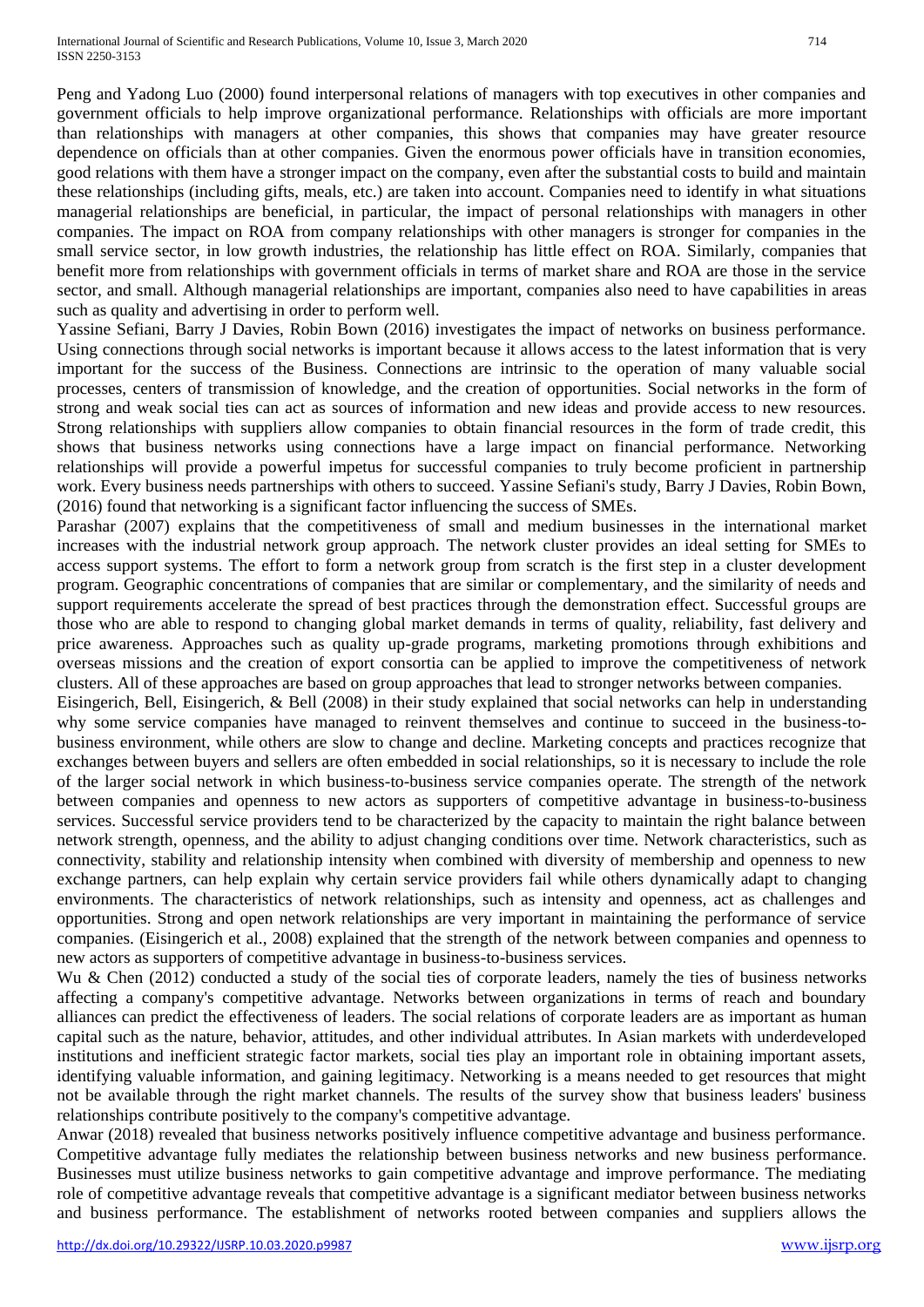Peng and Yadong Luo (2000) found interpersonal relations of managers with top executives in other companies and government officials to help improve organizational performance. Relationships with officials are more important than relationships with managers at other companies, this shows that companies may have greater resource dependence on officials than at other companies. Given the enormous power officials have in transition economies, good relations with them have a stronger impact on the company, even after the substantial costs to build and maintain these relationships (including gifts, meals, etc.) are taken into account. Companies need to identify in what situations managerial relationships are beneficial, in particular, the impact of personal relationships with managers in other companies. The impact on ROA from company relationships with other managers is stronger for companies in the small service sector, in low growth industries, the relationship has little effect on ROA. Similarly, companies that benefit more from relationships with government officials in terms of market share and ROA are those in the service sector, and small. Although managerial relationships are important, companies also need to have capabilities in areas such as quality and advertising in order to perform well.

Yassine Sefiani, Barry J Davies, Robin Bown (2016) investigates the impact of networks on business performance. Using connections through social networks is important because it allows access to the latest information that is very important for the success of the Business. Connections are intrinsic to the operation of many valuable social processes, centers of transmission of knowledge, and the creation of opportunities. Social networks in the form of strong and weak social ties can act as sources of information and new ideas and provide access to new resources. Strong relationships with suppliers allow companies to obtain financial resources in the form of trade credit, this shows that business networks using connections have a large impact on financial performance. Networking relationships will provide a powerful impetus for successful companies to truly become proficient in partnership work. Every business needs partnerships with others to succeed. Yassine Sefiani's study, Barry J Davies, Robin Bown, (2016) found that networking is a significant factor influencing the success of SMEs.

Parashar (2007) explains that the competitiveness of small and medium businesses in the international market increases with the industrial network group approach. The network cluster provides an ideal setting for SMEs to access support systems. The effort to form a network group from scratch is the first step in a cluster development program. Geographic concentrations of companies that are similar or complementary, and the similarity of needs and support requirements accelerate the spread of best practices through the demonstration effect. Successful groups are those who are able to respond to changing global market demands in terms of quality, reliability, fast delivery and price awareness. Approaches such as quality up-grade programs, marketing promotions through exhibitions and overseas missions and the creation of export consortia can be applied to improve the competitiveness of network clusters. All of these approaches are based on group approaches that lead to stronger networks between companies.

Eisingerich, Bell, Eisingerich, & Bell (2008) in their study explained that social networks can help in understanding why some service companies have managed to reinvent themselves and continue to succeed in the business-to-business environment, while others are slow to change and decline. Marketing concepts and practices recognize that exchanges between buyers and sellers are often embedded in social relationships, so it is necessary to include the role of the larger social network in which business-to-business service companies operate. The strength of the network between companies and openness to new actors as supporters of competitive advantage in business-to-business services. Successful service providers tend to be characterized by the capacity to maintain the right balance between network strength, openness, and the ability to adjust changing conditions over time. Network characteristics, such as connectivity, stability and relationship intensity when combined with diversity of membership and openness to new exchange partners, can help explain why certain service providers fail while others dynamically adapt to changing environments. The characteristics of network relationships, such as intensity and openness, act as challenges and opportunities. Strong and open network relationships are very important in maintaining the performance of service companies. (Eisingerich et al., 2008) explained that the strength of the network between companies and openness to new actors as supporters of competitive advantage in business-to-business services.

Wu & Chen (2012) conducted a study of the social ties of corporate leaders, namely the ties of business networks affecting a company's competitive advantage. Networks between organizations in terms of reach and boundary alliances can predict the effectiveness of leaders. The social relations of corporate leaders are as important as human capital such as the nature, behavior, attitudes, and other individual attributes. In Asian markets with underdeveloped institutions and inefficient strategic factor markets, social ties play an important role in obtaining important assets, identifying valuable information, and gaining legitimacy. Networking is a means needed to get resources that might not be available through the right market channels. The results of the survey show that business leaders' business relationships contribute positively to the company's competitive advantage.

Anwar (2018) revealed that business networks positively influence competitive advantage and business performance. Competitive advantage fully mediates the relationship between business networks and new business performance. Businesses must utilize business networks to gain competitive advantage and improve performance. The mediating role of competitive advantage reveals that competitive advantage is a significant mediator between business networks and business performance. The establishment of networks rooted between companies and suppliers allows the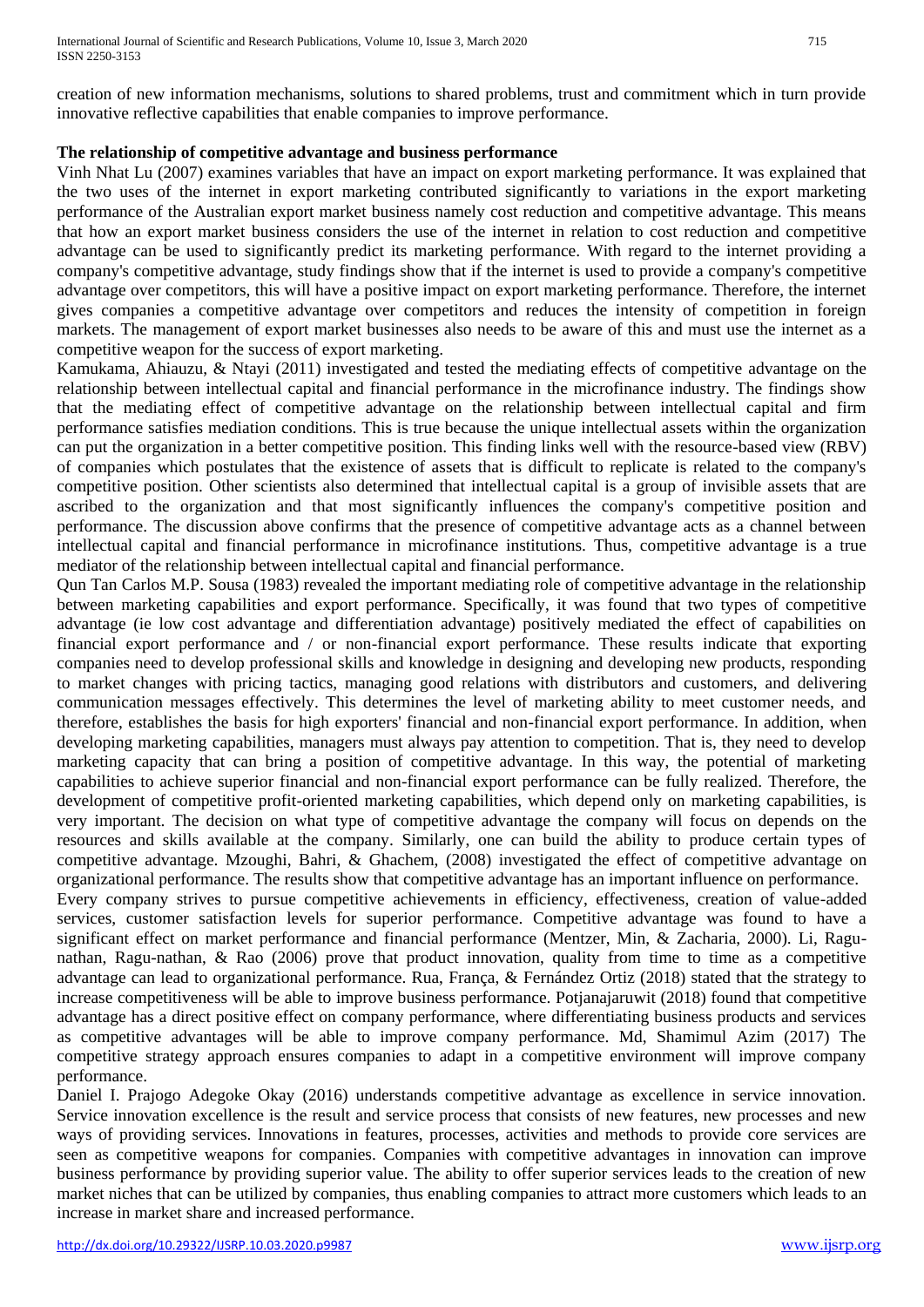creation of new information mechanisms, solutions to shared problems, trust and commitment which in turn provide innovative reflective capabilities that enable companies to improve performance.

**The relationship of competitive advantage and business performance**

Vinh Nhat Lu (2007) examines variables that have an impact on export marketing performance. It was explained that the two uses of the internet in export marketing contributed significantly to variations in the export marketing performance of the Australian export market business namely cost reduction and competitive advantage. This means that how an export market business considers the use of the internet in relation to cost reduction and competitive advantage can be used to significantly predict its marketing performance. With regard to the internet providing a company's competitive advantage, study findings show that if the internet is used to provide a company's competitive advantage over competitors, this will have a positive impact on export marketing performance. Therefore, the internet gives companies a competitive advantage over competitors and reduces the intensity of competition in foreign markets. The management of export market businesses also needs to be aware of this and must use the internet as a competitive weapon for the success of export marketing.

Kamukama, Ahiauzu, & Ntayi (2011) investigated and tested the mediating effects of competitive advantage on the relationship between intellectual capital and financial performance in the microfinance industry. The findings show that the mediating effect of competitive advantage on the relationship between intellectual capital and firm performance satisfies mediation conditions. This is true because the unique intellectual assets within the organization can put the organization in a better competitive position. This finding links well with the resource-based view (RBV) of companies which postulates that the existence of assets that is difficult to replicate is related to the company's competitive position. Other scientists also determined that intellectual capital is a group of invisible assets that are ascribed to the organization and that most significantly influences the company's competitive position and performance. The discussion above confirms that the presence of competitive advantage acts as a channel between intellectual capital and financial performance in microfinance institutions. Thus, competitive advantage is a true mediator of the relationship between intellectual capital and financial performance.

Qun Tan Carlos M.P. Sousa (1983) revealed the important mediating role of competitive advantage in the relationship between marketing capabilities and export performance. Specifically, it was found that two types of competitive advantage (ie low cost advantage and differentiation advantage) positively mediated the effect of capabilities on financial export performance and / or non-financial export performance. These results indicate that exporting companies need to develop professional skills and knowledge in designing and developing new products, responding to market changes with pricing tactics, managing good relations with distributors and customers, and delivering communication messages effectively. This determines the level of marketing ability to meet customer needs, and therefore, establishes the basis for high exporters' financial and non-financial export performance. In addition, when developing marketing capabilities, managers must always pay attention to competition. That is, they need to develop marketing capacity that can bring a position of competitive advantage. In this way, the potential of marketing capabilities to achieve superior financial and non-financial export performance can be fully realized. Therefore, the development of competitive profit-oriented marketing capabilities, which depend only on marketing capabilities, is very important. The decision on what type of competitive advantage the company will focus on depends on the resources and skills available at the company. Similarly, one can build the ability to produce certain types of competitive advantage. Mzoughi, Bahri, & Ghachem, (2008) investigated the effect of competitive advantage on organizational performance. The results show that competitive advantage has an important influence on performance.

Every company strives to pursue competitive achievements in efficiency, effectiveness, creation of value-added services, customer satisfaction levels for superior performance. Competitive advantage was found to have a significant effect on market performance and financial performance (Mentzer, Min, & Zacharia, 2000). Li, Ragu-nathan, Ragu-nathan, & Rao (2006) prove that product innovation, quality from time to time as a competitive advantage can lead to organizational performance. Rua, França, & Fernández Ortiz (2018) stated that the strategy to increase competitiveness will be able to improve business performance. Potjanajaruwit (2018) found that competitive advantage has a direct positive effect on company performance, where differentiating business products and services as competitive advantages will be able to improve company performance. Md, Shamimul Azim (2017) The competitive strategy approach ensures companies to adapt in a competitive environment will improve company performance.

Daniel I. Prajogo Adegoke Okay (2016) understands competitive advantage as excellence in service innovation. Service innovation excellence is the result and service process that consists of new features, new processes and new ways of providing services. Innovations in features, processes, activities and methods to provide core services are seen as competitive weapons for companies. Companies with competitive advantages in innovation can improve business performance by providing superior value. The ability to offer superior services leads to the creation of new market niches that can be utilized by companies, thus enabling companies to attract more customers which leads to an increase in market share and increased performance.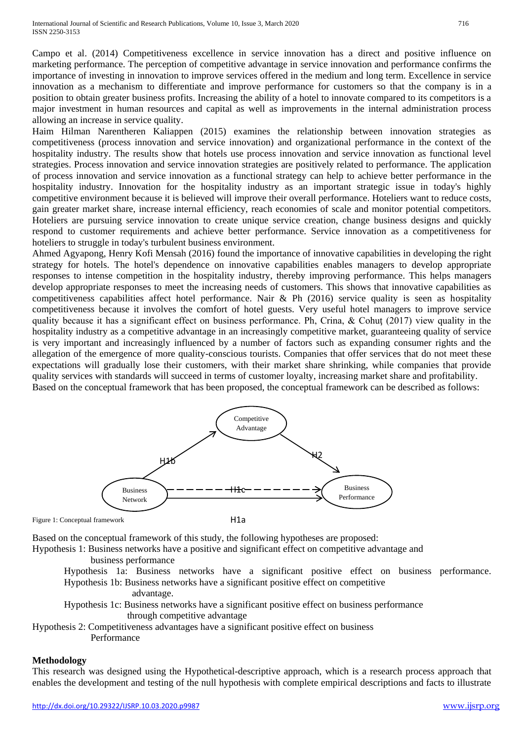Campo et al. (2014) Competitiveness excellence in service innovation has a direct and positive influence on marketing performance. The perception of competitive advantage in service innovation and performance confirms the importance of investing in innovation to improve services offered in the medium and long term. Excellence in service innovation as a mechanism to differentiate and improve performance for customers so that the company is in a position to obtain greater business profits. Increasing the ability of a hotel to innovate compared to its competitors is a major investment in human resources and capital as well as improvements in the internal administration process allowing an increase in service quality.

Haim Hilman Narentheren Kaliappen (2015) examines the relationship between innovation strategies as competitiveness (process innovation and service innovation) and organizational performance in the context of the hospitality industry. The results show that hotels use process innovation and service innovation as functional level strategies. Process innovation and service innovation strategies are positively related to performance. The application of process innovation and service innovation as a functional strategy can help to achieve better performance in the hospitality industry. Innovation for the hospitality industry as an important strategic issue in today's highly competitive environment because it is believed will improve their overall performance. Hoteliers want to reduce costs, gain greater market share, increase internal efficiency, reach economies of scale and monitor potential competitors. Hoteliers are pursuing service innovation to create unique service creation, change business designs and quickly respond to customer requirements and achieve better performance. Service innovation as a competitiveness for hoteliers to struggle in today's turbulent business environment.

Ahmed Agyapong, Henry Kofi Mensah (2016) found the importance of innovative capabilities in developing the right strategy for hotels. The hotel's dependence on innovative capabilities enables managers to develop appropriate responses to intense competition in the hospitality industry, thereby improving performance. This helps managers develop appropriate responses to meet the increasing needs of customers. This shows that innovative capabilities as competitiveness capabilities affect hotel performance. Nair & Ph (2016) service quality is seen as hospitality competitiveness because it involves the comfort of hotel guests. Very useful hotel managers to improve service quality because it has a significant effect on business performance. Ph, Crina, & Cohuţ (2017) view quality in the hospitality industry as a competitive advantage in an increasingly competitive market, guaranteeing quality of service is very important and increasingly influenced by a number of factors such as expanding consumer rights and the allegation of the emergence of more quality-conscious tourists. Companies that offer services that do not meet these expectations will gradually lose their customers, with their market share shrinking, while companies that provide quality services with standards will succeed in terms of customer loyalty, increasing market share and profitability.

Based on the conceptual framework that has been proposed, the conceptual framework can be described as follows:

Competitive Advantage

H1b H2

Business Network — H1c — Business Performance

H1a

Figure 1: Conceptual framework

Based on the conceptual framework of this study, the following hypotheses are proposed:

Hypothesis 1: Business networks have a positive and significant effect on competitive advantage and business performance

- Hypothesis 1a: Business networks have a significant positive effect on business performance.
- Hypothesis 1b: Business networks have a significant positive effect on competitive advantage.
- Hypothesis 1c: Business networks have a significant positive effect on business performance through competitive advantage

Hypothesis 2: Competitiveness advantages have a significant positive effect on business Performance

**Methodology**

This research was designed using the Hypothetical-descriptive approach, which is a research process approach that enables the development and testing of the null hypothesis with complete empirical descriptions and facts to illustrate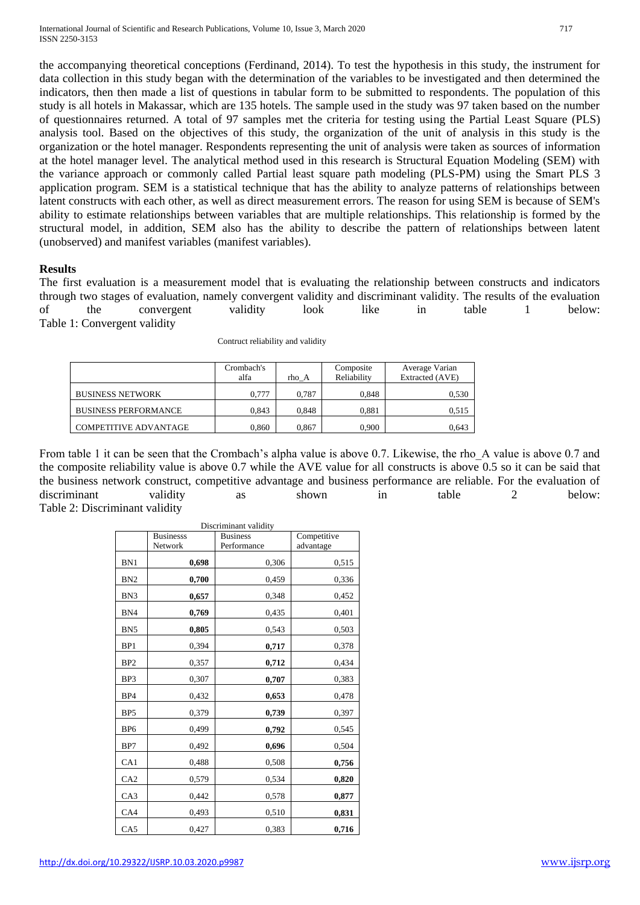the accompanying theoretical conceptions (Ferdinand, 2014). To test the hypothesis in this study, the instrument for data collection in this study began with the determination of the variables to be investigated and then determined the indicators, then then made a list of questions in tabular form to be submitted to respondents. The population of this study is all hotels in Makassar, which are 135 hotels. The sample used in the study was 97 taken based on the number of questionnaires returned. A total of 97 samples met the criteria for testing using the Partial Least Square (PLS) analysis tool. Based on the objectives of this study, the organization of the unit of analysis in this study is the organization or the hotel manager. Respondents representing the unit of analysis were taken as sources of information at the hotel manager level. The analytical method used in this research is Structural Equation Modeling (SEM) with the variance approach or commonly called Partial least square path modeling (PLS-PM) using the Smart PLS 3 application program. SEM is a statistical technique that has the ability to analyze patterns of relationships between latent constructs with each other, as well as direct measurement errors. The reason for using SEM is because of SEM's ability to estimate relationships between variables that are multiple relationships. This relationship is formed by the structural model, in addition, SEM also has the ability to describe the pattern of relationships between latent (unobserved) and manifest variables (manifest variables).

## Results

The first evaluation is a measurement model that is evaluating the relationship between constructs and indicators through two stages of evaluation, namely convergent validity and discriminant validity. The results of the evaluation of the convergent validity look like in table 1 below:

Table 1: Convergent validity

Contruct reliability and validity

| | Crombach's alfa | rho_A | Composite Reliability | Average Varian Extracted (AVE) |
|---|---|---|---|---|
| BUSINESS NETWORK | 0,777 | 0,787 | 0,848 | 0,530 |
| BUSINESS PERFORMANCE | 0,843 | 0,848 | 0,881 | 0,515 |
| COMPETITIVE ADVANTAGE | 0,860 | 0,867 | 0,900 | 0,643 |

From table 1 it can be seen that the Crombach's alpha value is above 0.7. Likewise, the rho_A value is above 0.7 and the composite reliability value is above 0.7 while the AVE value for all constructs is above 0.5 so it can be said that the business network construct, competitive advantage and business performance are reliable. For the evaluation of discriminant validity as shown in table 2 below:

Table 2: Discriminant validity

Discriminant validity

| | Businesss Network | Business Performance | Competitive advantage |
|---|---|---|---|
| BN1 | **0,698** | 0,306 | 0,515 |
| BN2 | **0,700** | 0,459 | 0,336 |
| BN3 | **0,657** | 0,348 | 0,452 |
| BN4 | **0,769** | 0,435 | 0,401 |
| BN5 | **0,805** | 0,543 | 0,503 |
| BP1 | 0,394 | **0,717** | 0,378 |
| BP2 | 0,357 | **0,712** | 0,434 |
| BP3 | 0,307 | **0,707** | 0,383 |
| BP4 | 0,432 | **0,653** | 0,478 |
| BP5 | 0,379 | **0,739** | 0,397 |
| BP6 | 0,499 | **0,792** | 0,545 |
| BP7 | 0,492 | **0,696** | 0,504 |
| CA1 | 0,488 | 0,508 | **0,756** |
| CA2 | 0,579 | 0,534 | **0,820** |
| CA3 | 0,442 | 0,578 | **0,877** |
| CA4 | 0,493 | 0,510 | **0,831** |
| CA5 | 0,427 | 0,383 | **0,716** |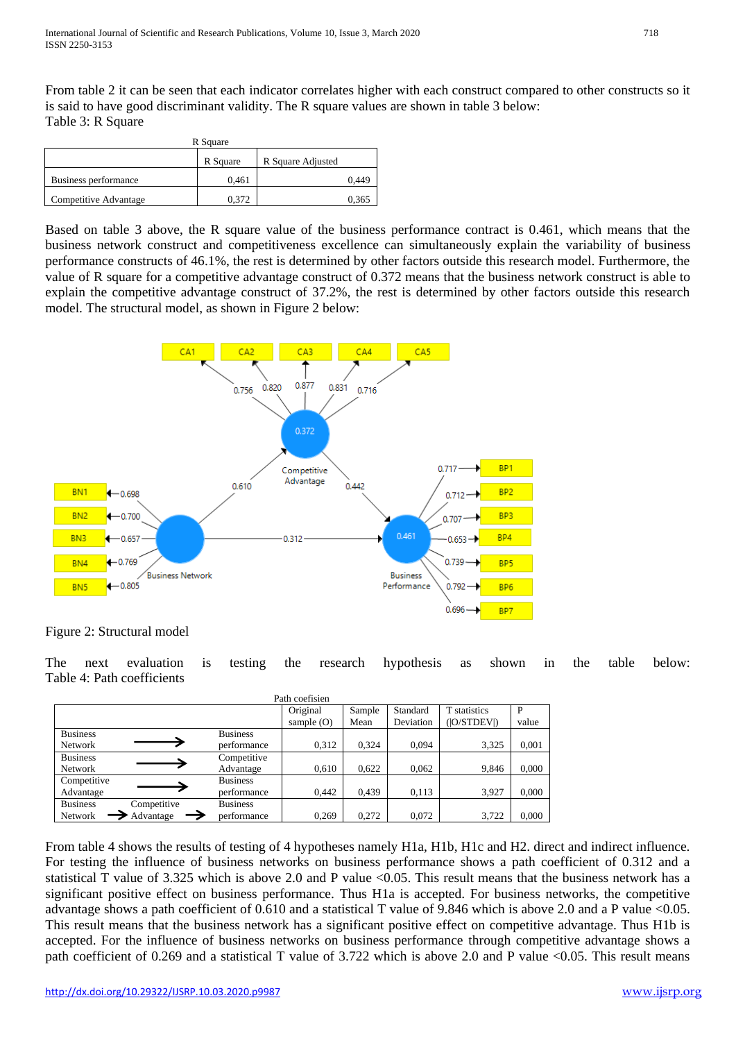From table 2 it can be seen that each indicator correlates higher with each construct compared to other constructs so it is said to have good discriminant validity. The R square values are shown in table 3 below:

Table 3: R Square

R Square

| | R Square | R Square Adjusted |
|---|---|---|
| Business performance | 0,461 | 0,449 |
| Competitive Advantage | 0,372 | 0,365 |

Based on table 3 above, the R square value of the business performance contract is 0.461, which means that the business network construct and competitiveness excellence can simultaneously explain the variability of business performance constructs of 46.1%, the rest is determined by other factors outside this research model. Furthermore, the value of R square for a competitive advantage construct of 0.372 means that the business network construct is able to explain the competitive advantage construct of 37.2%, the rest is determined by other factors outside this research model. The structural model, as shown in Figure 2 below:

Figure 2: Structural model

The next evaluation is testing the research hypothesis as shown in the table below:

Table 4: Path coefficients

Path coefisien

| | Original sample (O) | Sample Mean | Standard Deviation | T statistics (\|O/STDEV\|) | P value |
|---|---|---|---|---|---|
| Business Network → Business performance | 0,312 | 0,324 | 0,094 | 3,325 | 0,001 |
| Business Network → Competitive Advantage | 0,610 | 0,622 | 0,062 | 9,846 | 0,000 |
| Competitive Advantage → Business performance | 0,442 | 0,439 | 0,113 | 3,927 | 0,000 |
| Business Network → Competitive Advantage → Business performance | 0,269 | 0,272 | 0,072 | 3,722 | 0,000 |

From table 4 shows the results of testing of 4 hypotheses namely H1a, H1b, H1c and H2. direct and indirect influence. For testing the influence of business networks on business performance shows a path coefficient of 0.312 and a statistical T value of 3.325 which is above 2.0 and P value <0.05. This result means that the business network has a significant positive effect on business performance. Thus H1a is accepted. For business networks, the competitive advantage shows a path coefficient of 0.610 and a statistical T value of 9.846 which is above 2.0 and a P value <0.05. This result means that the business network has a significant positive effect on competitive advantage. Thus H1b is accepted. For the influence of business networks on business performance through competitive advantage shows a path coefficient of 0.269 and a statistical T value of 3.722 which is above 2.0 and P value <0.05. This result means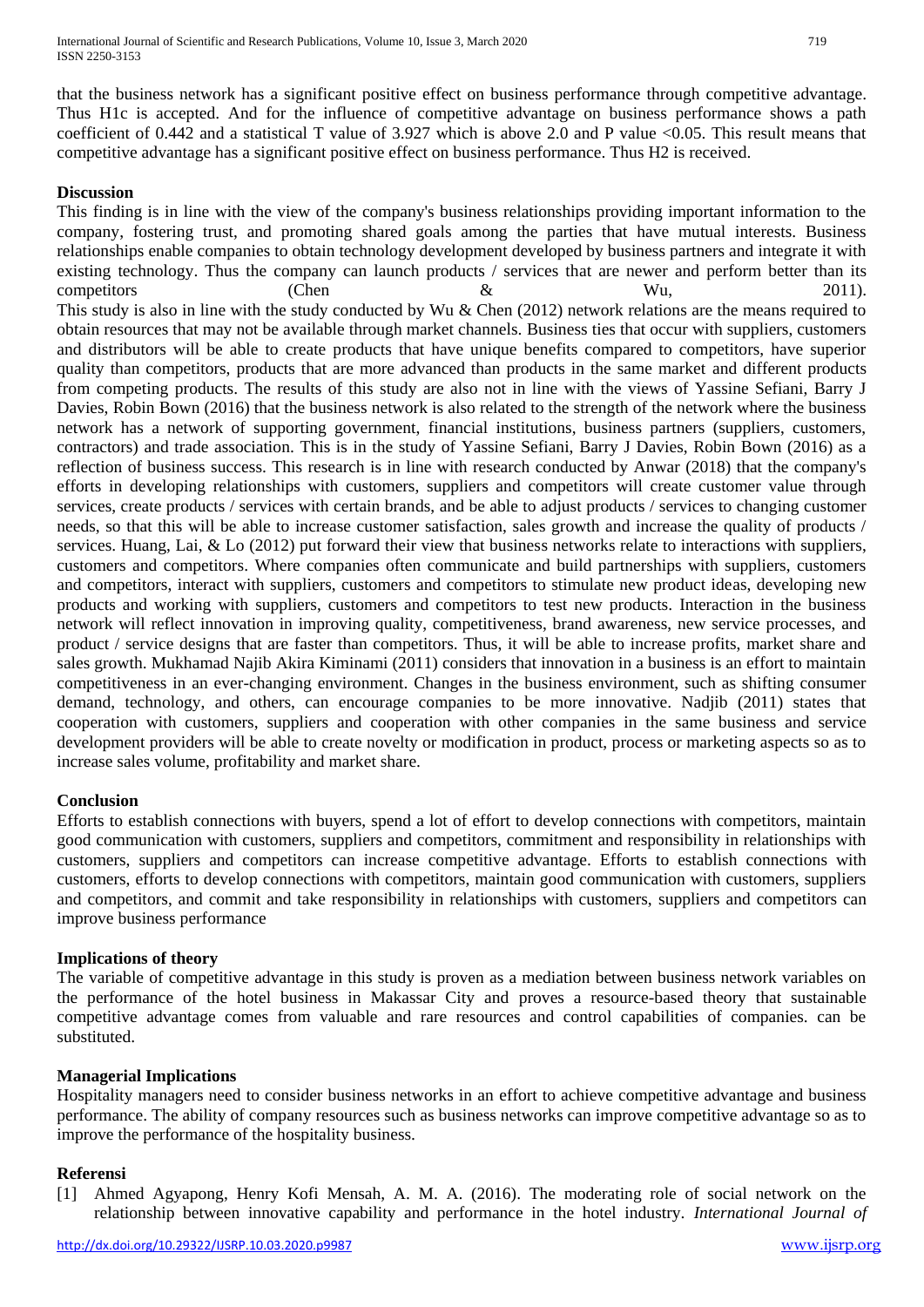that the business network has a significant positive effect on business performance through competitive advantage. Thus H1c is accepted. And for the influence of competitive advantage on business performance shows a path coefficient of 0.442 and a statistical T value of 3.927 which is above 2.0 and P value <0.05. This result means that competitive advantage has a significant positive effect on business performance. Thus H2 is received.

**Discussion**

This finding is in line with the view of the company's business relationships providing important information to the company, fostering trust, and promoting shared goals among the parties that have mutual interests. Business relationships enable companies to obtain technology development developed by business partners and integrate it with existing technology. Thus the company can launch products / services that are newer and perform better than its competitors (Chen & Wu, 2011).

This study is also in line with the study conducted by Wu & Chen (2012) network relations are the means required to obtain resources that may not be available through market channels. Business ties that occur with suppliers, customers and distributors will be able to create products that have unique benefits compared to competitors, have superior quality than competitors, products that are more advanced than products in the same market and different products from competing products. The results of this study are also not in line with the views of Yassine Sefiani, Barry J Davies, Robin Bown (2016) that the business network is also related to the strength of the network where the business network has a network of supporting government, financial institutions, business partners (suppliers, customers, contractors) and trade association. This is in the study of Yassine Sefiani, Barry J Davies, Robin Bown (2016) as a reflection of business success. This research is in line with research conducted by Anwar (2018) that the company's efforts in developing relationships with customers, suppliers and competitors will create customer value through services, create products / services with certain brands, and be able to adjust products / services to changing customer needs, so that this will be able to increase customer satisfaction, sales growth and increase the quality of products / services. Huang, Lai, & Lo (2012) put forward their view that business networks relate to interactions with suppliers, customers and competitors. Where companies often communicate and build partnerships with suppliers, customers and competitors, interact with suppliers, customers and competitors to stimulate new product ideas, developing new products and working with suppliers, customers and competitors to test new products. Interaction in the business network will reflect innovation in improving quality, competitiveness, brand awareness, new service processes, and product / service designs that are faster than competitors. Thus, it will be able to increase profits, market share and sales growth. Mukhamad Najib Akira Kiminami (2011) considers that innovation in a business is an effort to maintain competitiveness in an ever-changing environment. Changes in the business environment, such as shifting consumer demand, technology, and others, can encourage companies to be more innovative. Nadjib (2011) states that cooperation with customers, suppliers and cooperation with other companies in the same business and service development providers will be able to create novelty or modification in product, process or marketing aspects so as to increase sales volume, profitability and market share.

**Conclusion**

Efforts to establish connections with buyers, spend a lot of effort to develop connections with competitors, maintain good communication with customers, suppliers and competitors, commitment and responsibility in relationships with customers, suppliers and competitors can increase competitive advantage. Efforts to establish connections with customers, efforts to develop connections with competitors, maintain good communication with customers, suppliers and competitors, and commit and take responsibility in relationships with customers, suppliers and competitors can improve business performance

**Implications of theory**

The variable of competitive advantage in this study is proven as a mediation between business network variables on the performance of the hotel business in Makassar City and proves a resource-based theory that sustainable competitive advantage comes from valuable and rare resources and control capabilities of companies. can be substituted.

**Managerial Implications**

Hospitality managers need to consider business networks in an effort to achieve competitive advantage and business performance. The ability of company resources such as business networks can improve competitive advantage so as to improve the performance of the hospitality business.

**Referensi**

[1] Ahmed Agyapong, Henry Kofi Mensah, A. M. A. (2016). The moderating role of social network on the relationship between innovative capability and performance in the hotel industry. *International Journal of*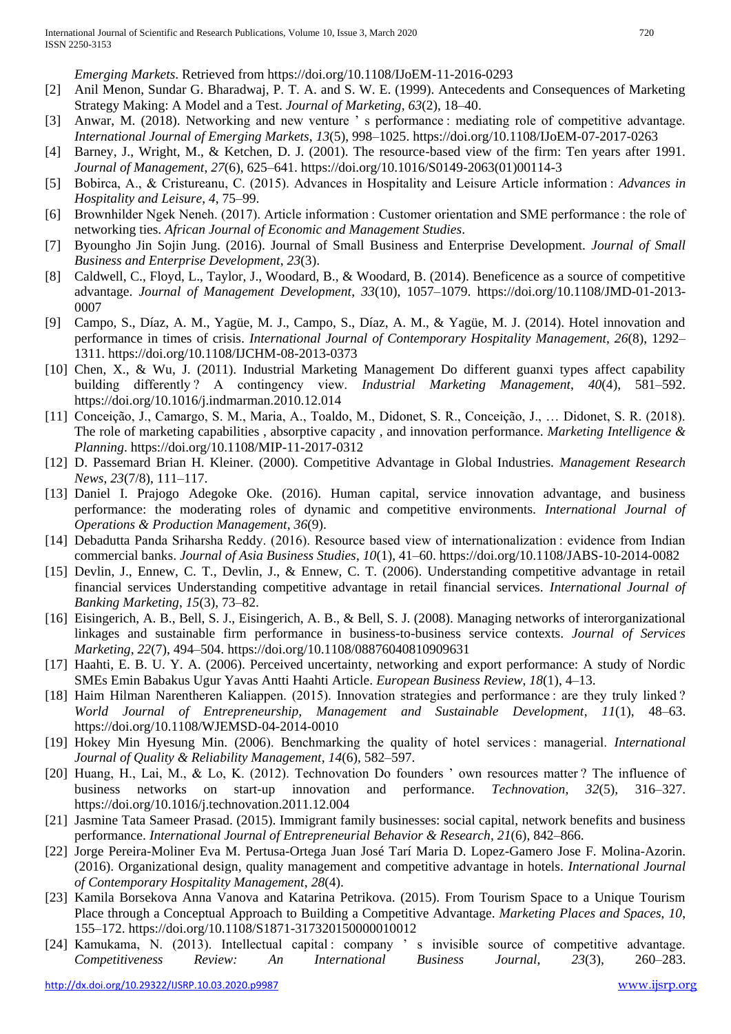*Emerging Markets*. Retrieved from https://doi.org/10.1108/IJoEM-11-2016-0293

[2] Anil Menon, Sundar G. Bharadwaj, P. T. A. and S. W. E. (1999). Antecedents and Consequences of Marketing Strategy Making: A Model and a Test. *Journal of Marketing*, *63*(2), 18–40.

[3] Anwar, M. (2018). Networking and new venture ' s performance : mediating role of competitive advantage. *International Journal of Emerging Markets*, *13*(5), 998–1025. https://doi.org/10.1108/IJoEM-07-2017-0263

[4] Barney, J., Wright, M., & Ketchen, D. J. (2001). The resource-based view of the firm: Ten years after 1991. *Journal of Management*, *27*(6), 625–641. https://doi.org/10.1016/S0149-2063(01)00114-3

[5] Bobirca, A., & Cristureanu, C. (2015). Advances in Hospitality and Leisure Article information : *Advances in Hospitality and Leisure*, *4*, 75–99.

[6] Brownhilder Ngek Neneh. (2017). Article information : Customer orientation and SME performance : the role of networking ties. *African Journal of Economic and Management Studies*.

[7] Byoungho Jin Sojin Jung. (2016). Journal of Small Business and Enterprise Development. *Journal of Small Business and Enterprise Development*, *23*(3).

[8] Caldwell, C., Floyd, L., Taylor, J., Woodard, B., & Woodard, B. (2014). Beneficence as a source of competitive advantage. *Journal of Management Development*, *33*(10), 1057–1079. https://doi.org/10.1108/JMD-01-2013-0007

[9] Campo, S., Díaz, A. M., Yagüe, M. J., Campo, S., Díaz, A. M., & Yagüe, M. J. (2014). Hotel innovation and performance in times of crisis. *International Journal of Contemporary Hospitality Management*, *26*(8), 1292–1311. https://doi.org/10.1108/IJCHM-08-2013-0373

[10] Chen, X., & Wu, J. (2011). Industrial Marketing Management Do different guanxi types affect capability building differently ? A contingency view. *Industrial Marketing Management*, *40*(4), 581–592. https://doi.org/10.1016/j.indmarman.2010.12.014

[11] Conceição, J., Camargo, S. M., Maria, A., Toaldo, M., Didonet, S. R., Conceição, J., … Didonet, S. R. (2018). The role of marketing capabilities , absorptive capacity , and innovation performance. *Marketing Intelligence & Planning*. https://doi.org/10.1108/MIP-11-2017-0312

[12] D. Passemard Brian H. Kleiner. (2000). Competitive Advantage in Global Industries. *Management Research News*, *23*(7/8), 111–117.

[13] Daniel I. Prajogo Adegoke Oke. (2016). Human capital, service innovation advantage, and business performance: the moderating roles of dynamic and competitive environments. *International Journal of Operations & Production Management*, *36*(9).

[14] Debadutta Panda Sriharsha Reddy. (2016). Resource based view of internationalization : evidence from Indian commercial banks. *Journal of Asia Business Studies*, *10*(1), 41–60. https://doi.org/10.1108/JABS-10-2014-0082

[15] Devlin, J., Ennew, C. T., Devlin, J., & Ennew, C. T. (2006). Understanding competitive advantage in retail financial services Understanding competitive advantage in retail financial services. *International Journal of Banking Marketing*, *15*(3), 73–82.

[16] Eisingerich, A. B., Bell, S. J., Eisingerich, A. B., & Bell, S. J. (2008). Managing networks of interorganizational linkages and sustainable firm performance in business-to-business service contexts. *Journal of Services Marketing*, *22*(7), 494–504. https://doi.org/10.1108/08876040810909631

[17] Haahti, E. B. U. Y. A. (2006). Perceived uncertainty, networking and export performance: A study of Nordic SMEs Emin Babakus Ugur Yavas Antti Haahti Article. *European Business Review*, *18*(1), 4–13.

[18] Haim Hilman Narentheren Kaliappen. (2015). Innovation strategies and performance : are they truly linked ? *World Journal of Entrepreneurship, Management and Sustainable Development*, *11*(1), 48–63. https://doi.org/10.1108/WJEMSD-04-2014-0010

[19] Hokey Min Hyesung Min. (2006). Benchmarking the quality of hotel services : managerial. *International Journal of Quality & Reliability Management*, *14*(6), 582–597.

[20] Huang, H., Lai, M., & Lo, K. (2012). Technovation Do founders ' own resources matter ? The influence of business networks on start-up innovation and performance. *Technovation*, *32*(5), 316–327. https://doi.org/10.1016/j.technovation.2011.12.004

[21] Jasmine Tata Sameer Prasad. (2015). Immigrant family businesses: social capital, network benefits and business performance. *International Journal of Entrepreneurial Behavior & Research*, *21*(6), 842–866.

[22] Jorge Pereira-Moliner Eva M. Pertusa-Ortega Juan José Tarí Maria D. Lopez-Gamero Jose F. Molina-Azorin. (2016). Organizational design, quality management and competitive advantage in hotels. *International Journal of Contemporary Hospitality Management*, *28*(4).

[23] Kamila Borsekova Anna Vanova and Katarina Petrikova. (2015). From Tourism Space to a Unique Tourism Place through a Conceptual Approach to Building a Competitive Advantage. *Marketing Places and Spaces*, *10*, 155–172. https://doi.org/10.1108/S1871-317320150000010012

[24] Kamukama, N. (2013). Intellectual capital : company ' s invisible source of competitive advantage. *Competitiveness Review: An International Business Journal*, *23*(3), 260–283.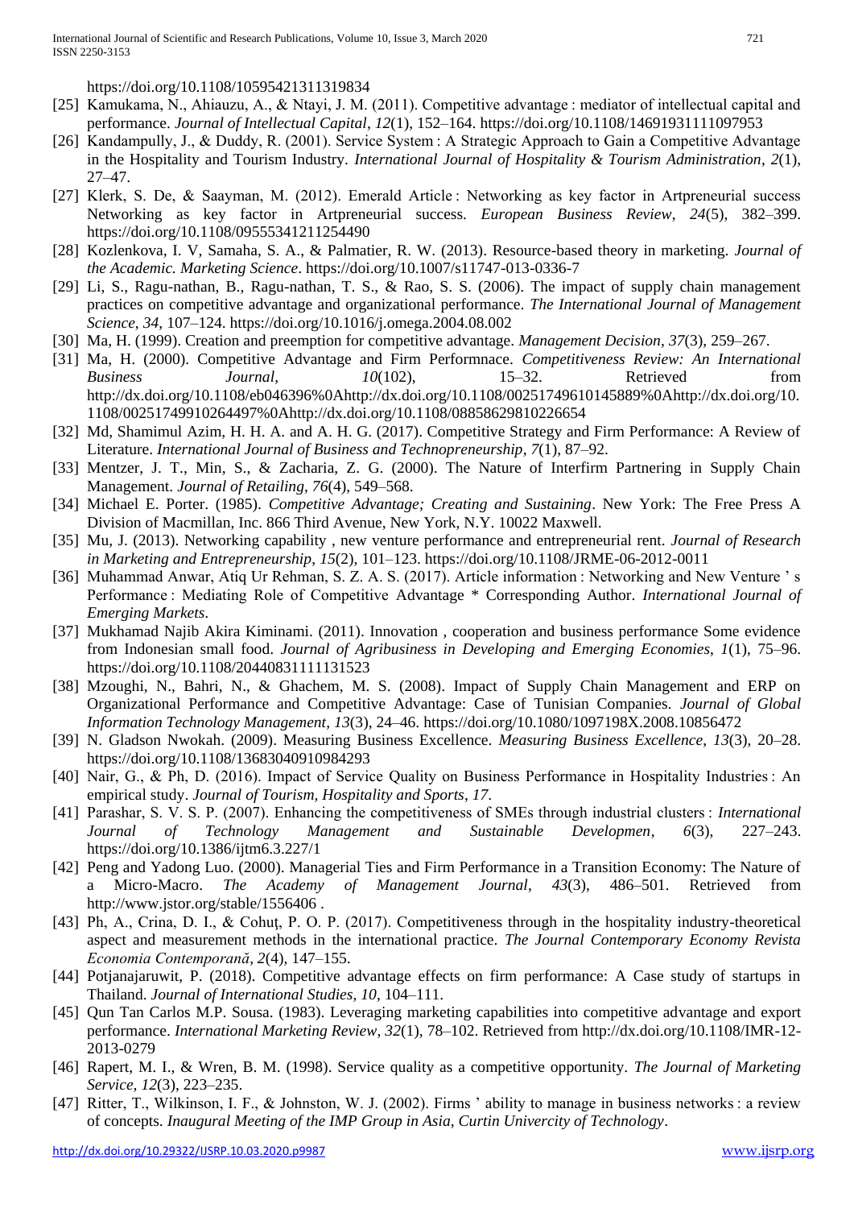https://doi.org/10.1108/10595421311319834

[25] Kamukama, N., Ahiauzu, A., & Ntayi, J. M. (2011). Competitive advantage : mediator of intellectual capital and performance. *Journal of Intellectual Capital*, *12*(1), 152–164. https://doi.org/10.1108/14691931111097953

[26] Kandampully, J., & Duddy, R. (2001). Service System : A Strategic Approach to Gain a Competitive Advantage in the Hospitality and Tourism Industry. *International Journal of Hospitality & Tourism Administration*, *2*(1), 27–47.

[27] Klerk, S. De, & Saayman, M. (2012). Emerald Article : Networking as key factor in Artpreneurial success Networking as key factor in Artpreneurial success. *European Business Review*, *24*(5), 382–399. https://doi.org/10.1108/09555341211254490

[28] Kozlenkova, I. V, Samaha, S. A., & Palmatier, R. W. (2013). Resource-based theory in marketing. *Journal of the Academic. Marketing Science*. https://doi.org/10.1007/s11747-013-0336-7

[29] Li, S., Ragu-nathan, B., Ragu-nathan, T. S., & Rao, S. S. (2006). The impact of supply chain management practices on competitive advantage and organizational performance. *The International Journal of Management Science*, *34*, 107–124. https://doi.org/10.1016/j.omega.2004.08.002

[30] Ma, H. (1999). Creation and preemption for competitive advantage. *Management Decision*, *37*(3), 259–267.

[31] Ma, H. (2000). Competitive Advantage and Firm Performnace. *Competitiveness Review: An International Business Journal*, *10*(102), 15–32. Retrieved from http://dx.doi.org/10.1108/eb046396%0Ahttp://dx.doi.org/10.1108/00251749610145889%0Ahttp://dx.doi.org/10.1108/00251749910264497%0Ahttp://dx.doi.org/10.1108/08858629810226654

[32] Md, Shamimul Azim, H. H. A. and A. H. G. (2017). Competitive Strategy and Firm Performance: A Review of Literature. *International Journal of Business and Technopreneurship*, *7*(1), 87–92.

[33] Mentzer, J. T., Min, S., & Zacharia, Z. G. (2000). The Nature of Interfirm Partnering in Supply Chain Management. *Journal of Retailing*, *76*(4), 549–568.

[34] Michael E. Porter. (1985). *Competitive Advantage; Creating and Sustaining*. New York: The Free Press A Division of Macmillan, Inc. 866 Third Avenue, New York, N.Y. 10022 Maxwell.

[35] Mu, J. (2013). Networking capability , new venture performance and entrepreneurial rent. *Journal of Research in Marketing and Entrepreneurship*, *15*(2), 101–123. https://doi.org/10.1108/JRME-06-2012-0011

[36] Muhammad Anwar, Atiq Ur Rehman, S. Z. A. S. (2017). Article information : Networking and New Venture ' s Performance : Mediating Role of Competitive Advantage * Corresponding Author. *International Journal of Emerging Markets*.

[37] Mukhamad Najib Akira Kiminami. (2011). Innovation , cooperation and business performance Some evidence from Indonesian small food. *Journal of Agribusiness in Developing and Emerging Economies*, *1*(1), 75–96. https://doi.org/10.1108/20440831111131523

[38] Mzoughi, N., Bahri, N., & Ghachem, M. S. (2008). Impact of Supply Chain Management and ERP on Organizational Performance and Competitive Advantage: Case of Tunisian Companies. *Journal of Global Information Technology Management*, *13*(3), 24–46. https://doi.org/10.1080/1097198X.2008.10856472

[39] N. Gladson Nwokah. (2009). Measuring Business Excellence. *Measuring Business Excellence*, *13*(3), 20–28. https://doi.org/10.1108/13683040910984293

[40] Nair, G., & Ph, D. (2016). Impact of Service Quality on Business Performance in Hospitality Industries : An empirical study. *Journal of Tourism, Hospitality and Sports*, *17*.

[41] Parashar, S. V. S. P. (2007). Enhancing the competitiveness of SMEs through industrial clusters : *International Journal of Technology Management and Sustainable Developmen*, *6*(3), 227–243. https://doi.org/10.1386/ijtm6.3.227/1

[42] Peng and Yadong Luo. (2000). Managerial Ties and Firm Performance in a Transition Economy: The Nature of a Micro-Macro. *The Academy of Management Journal*, *43*(3), 486–501. Retrieved from http://www.jstor.org/stable/1556406 .

[43] Ph, A., Crina, D. I., & Cohuţ, P. O. P. (2017). Competitiveness through in the hospitality industry-theoretical aspect and measurement methods in the international practice. *The Journal Contemporary Economy Revista Economia Contemporană*, *2*(4), 147–155.

[44] Potjanajaruwit, P. (2018). Competitive advantage effects on firm performance: A Case study of startups in Thailand. *Journal of International Studies*, *10*, 104–111.

[45] Qun Tan Carlos M.P. Sousa. (1983). Leveraging marketing capabilities into competitive advantage and export performance. *International Marketing Review*, *32*(1), 78–102. Retrieved from http://dx.doi.org/10.1108/IMR-12-2013-0279

[46] Rapert, M. I., & Wren, B. M. (1998). Service quality as a competitive opportunity. *The Journal of Marketing Service*, *12*(3), 223–235.

[47] Ritter, T., Wilkinson, I. F., & Johnston, W. J. (2002). Firms ' ability to manage in business networks : a review of concepts. *Inaugural Meeting of the IMP Group in Asia, Curtin Univercity of Technology*.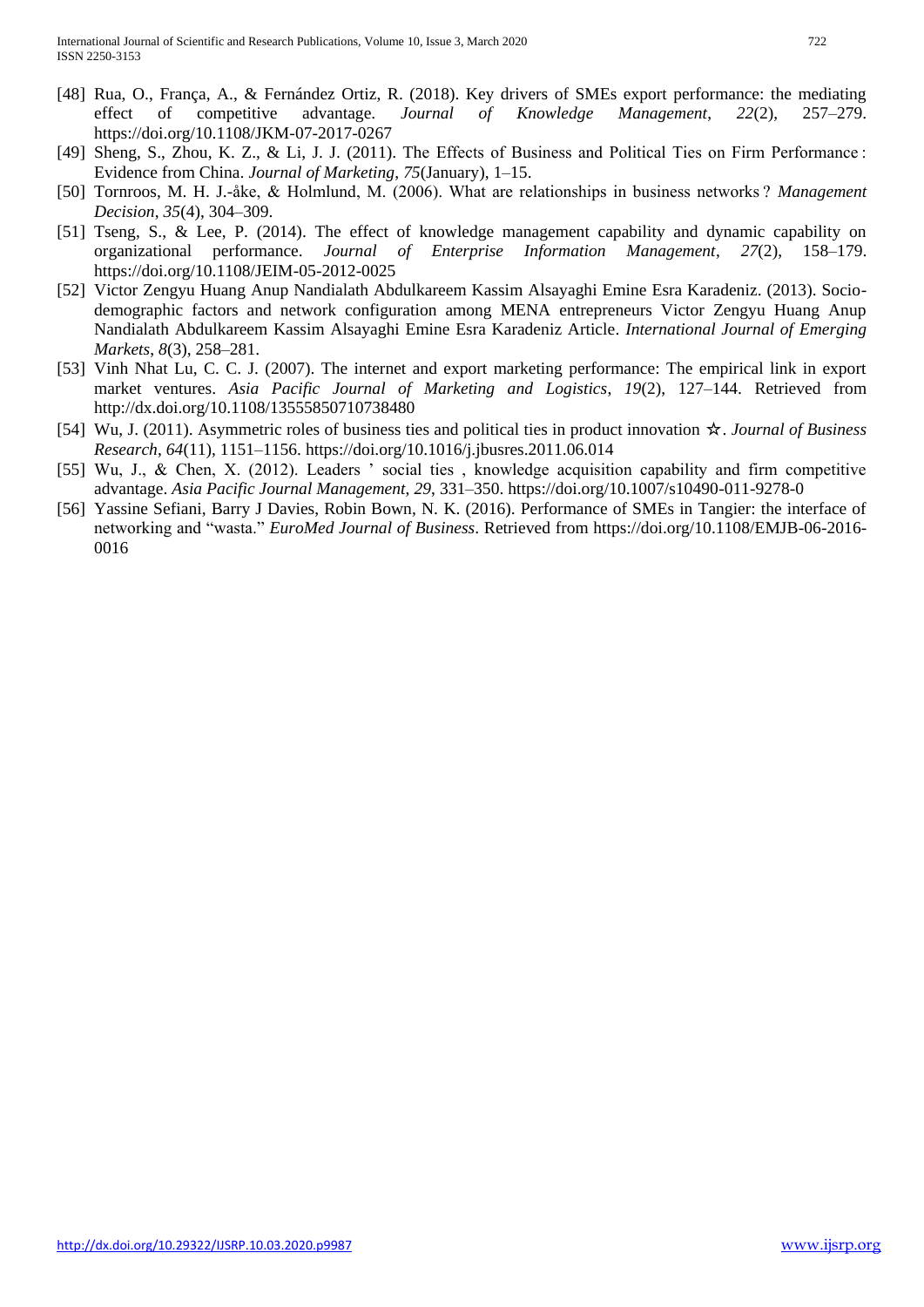[48] Rua, O., França, A., & Fernández Ortiz, R. (2018). Key drivers of SMEs export performance: the mediating effect of competitive advantage. *Journal of Knowledge Management*, *22*(2), 257–279. https://doi.org/10.1108/JKM-07-2017-0267

[49] Sheng, S., Zhou, K. Z., & Li, J. J. (2011). The Effects of Business and Political Ties on Firm Performance : Evidence from China. *Journal of Marketing*, *75*(January), 1–15.

[50] Tornroos, M. H. J.-åke, & Holmlund, M. (2006). What are relationships in business networks ? *Management Decision*, *35*(4), 304–309.

[51] Tseng, S., & Lee, P. (2014). The effect of knowledge management capability and dynamic capability on organizational performance. *Journal of Enterprise Information Management*, *27*(2), 158–179. https://doi.org/10.1108/JEIM-05-2012-0025

[52] Victor Zengyu Huang Anup Nandialath Abdulkareem Kassim Alsayaghi Emine Esra Karadeniz. (2013). Socio-demographic factors and network configuration among MENA entrepreneurs Victor Zengyu Huang Anup Nandialath Abdulkareem Kassim Alsayaghi Emine Esra Karadeniz Article. *International Journal of Emerging Markets*, *8*(3), 258–281.

[53] Vinh Nhat Lu, C. C. J. (2007). The internet and export marketing performance: The empirical link in export market ventures. *Asia Pacific Journal of Marketing and Logistics*, *19*(2), 127–144. Retrieved from http://dx.doi.org/10.1108/13555850710738480

[54] Wu, J. (2011). Asymmetric roles of business ties and political ties in product innovation ☆. *Journal of Business Research*, *64*(11), 1151–1156. https://doi.org/10.1016/j.jbusres.2011.06.014

[55] Wu, J., & Chen, X. (2012). Leaders ' social ties , knowledge acquisition capability and firm competitive advantage. *Asia Pacific Journal Management*, *29*, 331–350. https://doi.org/10.1007/s10490-011-9278-0

[56] Yassine Sefiani, Barry J Davies, Robin Bown, N. K. (2016). Performance of SMEs in Tangier: the interface of networking and "wasta." *EuroMed Journal of Business*. Retrieved from https://doi.org/10.1108/EMJB-06-2016-0016